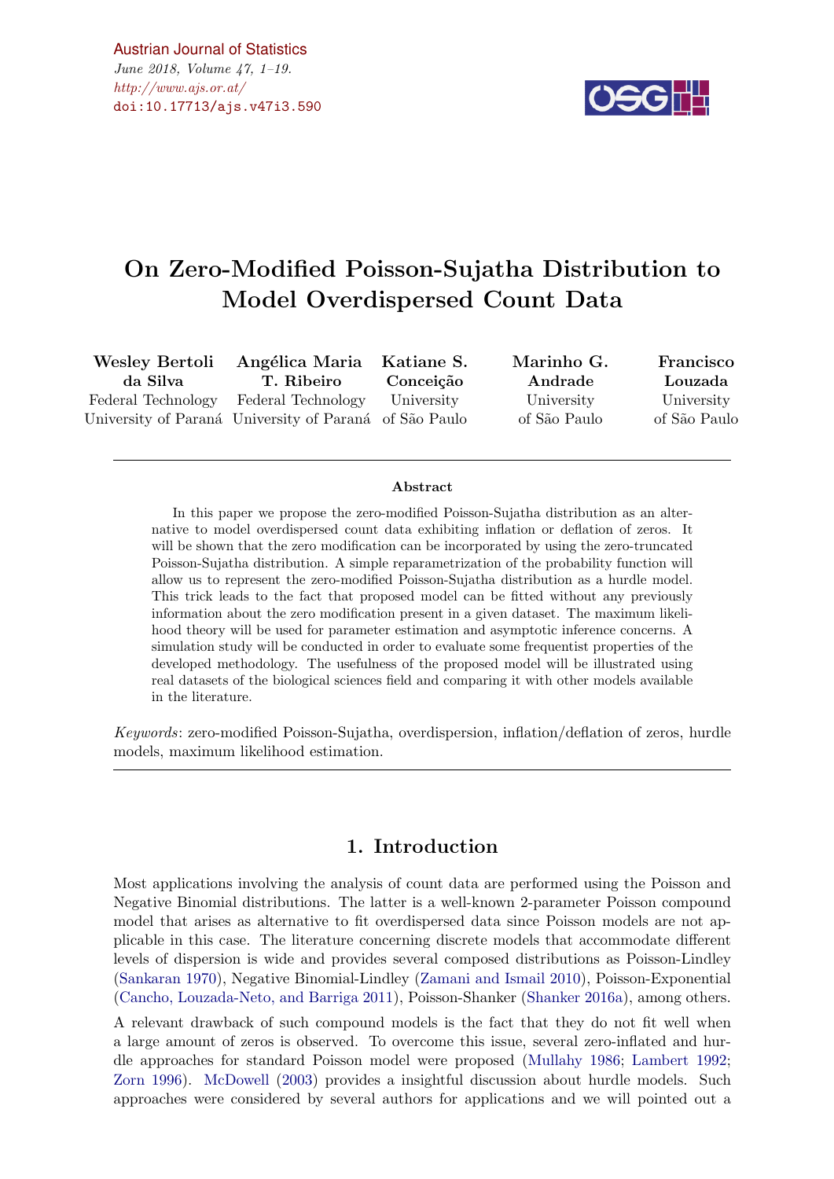# On Zero-Modified Poisson-Sujatha Distribution to Model Overdispersed Count Data

**Wesley Bertoli da Silva**
Federal Technology University of Paraná

**Angélica Maria T. Ribeiro**
Federal Technology University of Paraná

**Katiane S. Conceição**
University of São Paulo

**Marinho G. Andrade**
University of São Paulo

**Francisco Louzada**
University of São Paulo

---

### Abstract

In this paper we propose the zero-modified Poisson-Sujatha distribution as an alternative to model overdispersed count data exhibiting inflation or deflation of zeros. It will be shown that the zero modification can be incorporated by using the zero-truncated Poisson-Sujatha distribution. A simple reparametrization of the probability function will allow us to represent the zero-modified Poisson-Sujatha distribution as a hurdle model. This trick leads to the fact that proposed model can be fitted without any previously information about the zero modification present in a given dataset. The maximum likelihood theory will be used for parameter estimation and asymptotic inference concerns. A simulation study will be conducted in order to evaluate some frequentist properties of the developed methodology. The usefulness of the proposed model will be illustrated using real datasets of the biological sciences field and comparing it with other models available in the literature.

*Keywords*: zero-modified Poisson-Sujatha, overdispersion, inflation/deflation of zeros, hurdle models, maximum likelihood estimation.

---

## 1. Introduction

Most applications involving the analysis of count data are performed using the Poisson and Negative Binomial distributions. The latter is a well-known 2-parameter Poisson compound model that arises as alternative to fit overdispersed data since Poisson models are not applicable in this case. The literature concerning discrete models that accommodate different levels of dispersion is wide and provides several composed distributions as Poisson-Lindley (Sankaran 1970), Negative Binomial-Lindley (Zamani and Ismail 2010), Poisson-Exponential (Cancho, Louzada-Neto, and Barriga 2011), Poisson-Shanker (Shanker 2016a), among others.

A relevant drawback of such compound models is the fact that they do not fit well when a large amount of zeros is observed. To overcome this issue, several zero-inflated and hurdle approaches for standard Poisson model were proposed (Mullahy 1986; Lambert 1992; Zorn 1996). McDowell (2003) provides a insightful discussion about hurdle models. Such approaches were considered by several authors for applications and we will pointed out a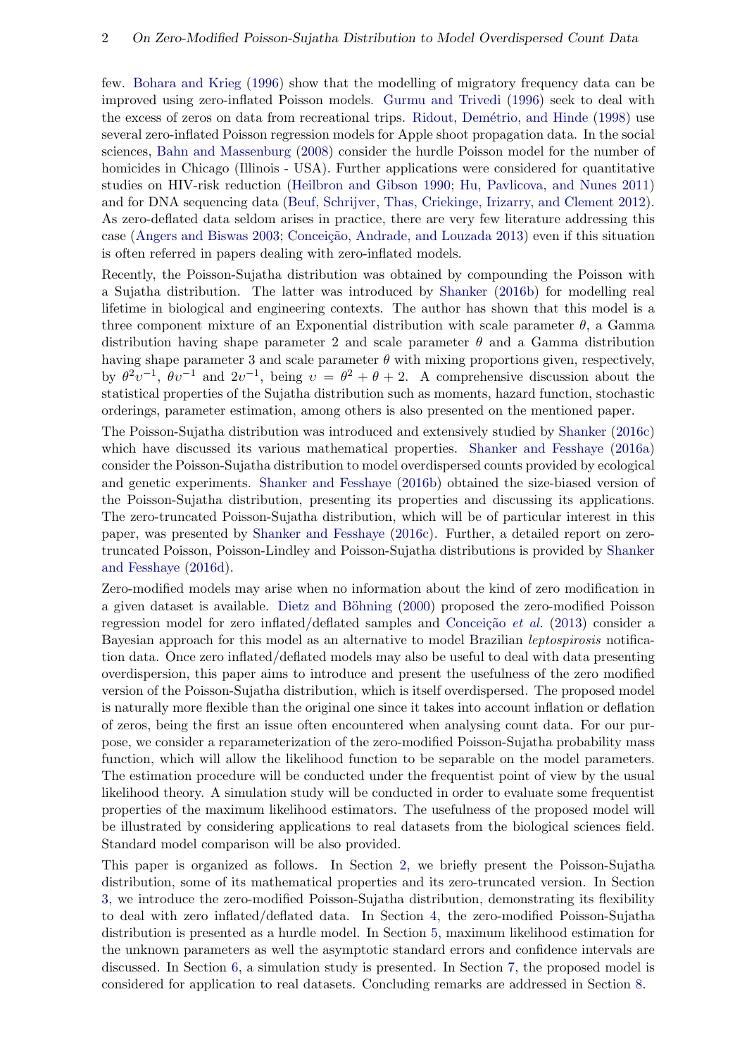few. Bohara and Krieg (1996) show that the modelling of migratory frequency data can be improved using zero-inflated Poisson models. Gurmu and Trivedi (1996) seek to deal with the excess of zeros on data from recreational trips. Ridout, Demétrio, and Hinde (1998) use several zero-inflated Poisson regression models for Apple shoot propagation data. In the social sciences, Bahn and Massenburg (2008) consider the hurdle Poisson model for the number of homicides in Chicago (Illinois - USA). Further applications were considered for quantitative studies on HIV-risk reduction (Heilbron and Gibson 1990; Hu, Pavlicova, and Nunes 2011) and for DNA sequencing data (Beuf, Schrijver, Thas, Criekinge, Irizarry, and Clement 2012). As zero-deflated data seldom arises in practice, there are very few literature addressing this case (Angers and Biswas 2003; Conceição, Andrade, and Louzada 2013) even if this situation is often referred in papers dealing with zero-inflated models.

Recently, the Poisson-Sujatha distribution was obtained by compounding the Poisson with a Sujatha distribution. The latter was introduced by Shanker (2016b) for modelling real lifetime in biological and engineering contexts. The author has shown that this model is a three component mixture of an Exponential distribution with scale parameter $\theta$, a Gamma distribution having shape parameter 2 and scale parameter $\theta$ and a Gamma distribution having shape parameter 3 and scale parameter $\theta$ with mixing proportions given, respectively, by $\theta^2\upsilon^{-1}$, $\theta\upsilon^{-1}$ and $2\upsilon^{-1}$, being $\upsilon = \theta^2 + \theta + 2$. A comprehensive discussion about the statistical properties of the Sujatha distribution such as moments, hazard function, stochastic orderings, parameter estimation, among others is also presented on the mentioned paper.

The Poisson-Sujatha distribution was introduced and extensively studied by Shanker (2016c) which have discussed its various mathematical properties. Shanker and Fesshaye (2016a) consider the Poisson-Sujatha distribution to model overdispersed counts provided by ecological and genetic experiments. Shanker and Fesshaye (2016b) obtained the size-biased version of the Poisson-Sujatha distribution, presenting its properties and discussing its applications. The zero-truncated Poisson-Sujatha distribution, which will be of particular interest in this paper, was presented by Shanker and Fesshaye (2016c). Further, a detailed report on zero-truncated Poisson, Poisson-Lindley and Poisson-Sujatha distributions is provided by Shanker and Fesshaye (2016d).

Zero-modified models may arise when no information about the kind of zero modification in a given dataset is available. Dietz and Böhning (2000) proposed the zero-modified Poisson regression model for zero inflated/deflated samples and Conceição *et al.* (2013) consider a Bayesian approach for this model as an alternative to model Brazilian *leptospirosis* notification data. Once zero inflated/deflated models may also be useful to deal with data presenting overdispersion, this paper aims to introduce and present the usefulness of the zero modified version of the Poisson-Sujatha distribution, which is itself overdispersed. The proposed model is naturally more flexible than the original one since it takes into account inflation or deflation of zeros, being the first an issue often encountered when analysing count data. For our purpose, we consider a reparameterization of the zero-modified Poisson-Sujatha probability mass function, which will allow the likelihood function to be separable on the model parameters. The estimation procedure will be conducted under the frequentist point of view by the usual likelihood theory. A simulation study will be conducted in order to evaluate some frequentist properties of the maximum likelihood estimators. The usefulness of the proposed model will be illustrated by considering applications to real datasets from the biological sciences field. Standard model comparison will be also provided.

This paper is organized as follows. In Section 2, we briefly present the Poisson-Sujatha distribution, some of its mathematical properties and its zero-truncated version. In Section 3, we introduce the zero-modified Poisson-Sujatha distribution, demonstrating its flexibility to deal with zero inflated/deflated data. In Section 4, the zero-modified Poisson-Sujatha distribution is presented as a hurdle model. In Section 5, maximum likelihood estimation for the unknown parameters as well the asymptotic standard errors and confidence intervals are discussed. In Section 6, a simulation study is presented. In Section 7, the proposed model is considered for application to real datasets. Concluding remarks are addressed in Section 8.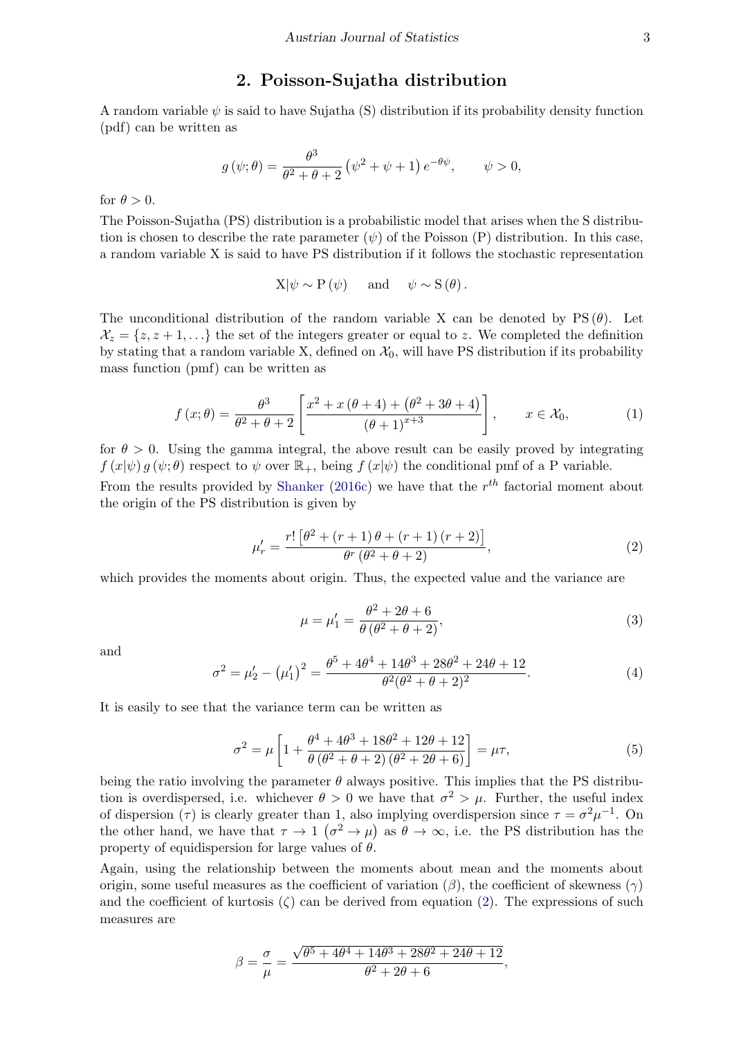## 2. Poisson-Sujatha distribution

A random variable $\psi$ is said to have Sujatha (S) distribution if its probability density function (pdf) can be written as

$$g(\psi;\theta) = \frac{\theta^3}{\theta^2+\theta+2}\left(\psi^2+\psi+1\right)e^{-\theta\psi}, \qquad \psi > 0,$$

for $\theta > 0$.

The Poisson-Sujatha (PS) distribution is a probabilistic model that arises when the S distribution is chosen to describe the rate parameter ($\psi$) of the Poisson (P) distribution. In this case, a random variable X is said to have PS distribution if it follows the stochastic representation

$$\mathrm{X}|\psi \sim \mathrm{P}(\psi) \quad \text{ and } \quad \psi \sim \mathrm{S}(\theta).$$

The unconditional distribution of the random variable X can be denoted by $\mathrm{PS}(\theta)$. Let $\mathcal{X}_z = \{z, z+1, \ldots\}$ the set of the integers greater or equal to $z$. We completed the definition by stating that a random variable X, defined on $\mathcal{X}_0$, will have PS distribution if its probability mass function (pmf) can be written as

$$f(x;\theta) = \frac{\theta^3}{\theta^2+\theta+2}\left[\frac{x^2+x(\theta+4)+\left(\theta^2+3\theta+4\right)}{(\theta+1)^{x+3}}\right], \qquad x \in \mathcal{X}_0, \tag{1}$$

for $\theta > 0$. Using the gamma integral, the above result can be easily proved by integrating $f(x|\psi)\,g(\psi;\theta)$ respect to $\psi$ over $\mathbb{R}_+$, being $f(x|\psi)$ the conditional pmf of a P variable.

From the results provided by Shanker (2016c) we have that the $r^{th}$ factorial moment about the origin of the PS distribution is given by

$$\mu'_r = \frac{r!\left[\theta^2+(r+1)\theta+(r+1)(r+2)\right]}{\theta^r\left(\theta^2+\theta+2\right)}, \tag{2}$$

which provides the moments about origin. Thus, the expected value and the variance are

$$\mu = \mu'_1 = \frac{\theta^2+2\theta+6}{\theta\left(\theta^2+\theta+2\right)}, \tag{3}$$

and

$$\sigma^2 = \mu'_2 - \left(\mu'_1\right)^2 = \frac{\theta^5+4\theta^4+14\theta^3+28\theta^2+24\theta+12}{\theta^2(\theta^2+\theta+2)^2}. \tag{4}$$

It is easily to see that the variance term can be written as

$$\sigma^2 = \mu\left[1+\frac{\theta^4+4\theta^3+18\theta^2+12\theta+12}{\theta\left(\theta^2+\theta+2\right)\left(\theta^2+2\theta+6\right)}\right] = \mu\tau, \tag{5}$$

being the ratio involving the parameter $\theta$ always positive. This implies that the PS distribution is overdispersed, i.e. whichever $\theta > 0$ we have that $\sigma^2 > \mu$. Further, the useful index of dispersion ($\tau$) is clearly greater than 1, also implying overdispersion since $\tau = \sigma^2\mu^{-1}$. On the other hand, we have that $\tau \to 1$ $\left(\sigma^2 \to \mu\right)$ as $\theta \to \infty$, i.e. the PS distribution has the property of equidispersion for large values of $\theta$.

Again, using the relationship between the moments about mean and the moments about origin, some useful measures as the coefficient of variation ($\beta$), the coefficient of skewness ($\gamma$) and the coefficient of kurtosis ($\zeta$) can be derived from equation (2). The expressions of such measures are

$$\beta = \frac{\sigma}{\mu} = \frac{\sqrt{\theta^5+4\theta^4+14\theta^3+28\theta^2+24\theta+12}}{\theta^2+2\theta+6},$$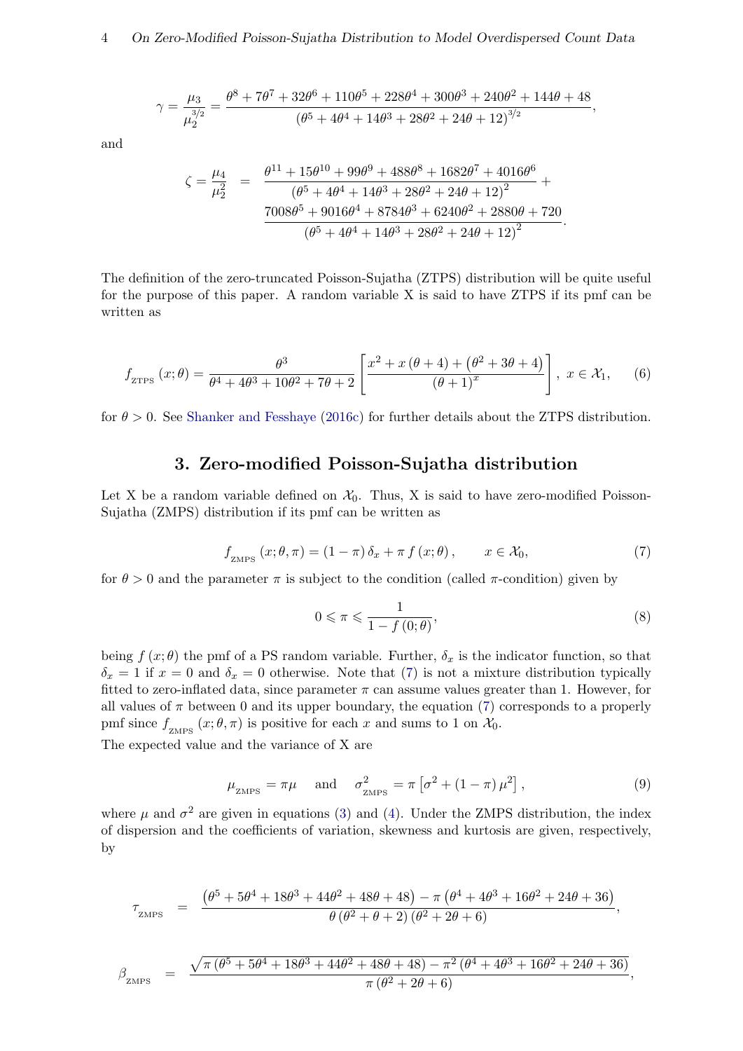$$
\gamma = \frac{\mu_3}{\mu_2^{3/2}} = \frac{\theta^8 + 7\theta^7 + 32\theta^6 + 110\theta^5 + 228\theta^4 + 300\theta^3 + 240\theta^2 + 144\theta + 48}{\left(\theta^5 + 4\theta^4 + 14\theta^3 + 28\theta^2 + 24\theta + 12\right)^{3/2}},
$$

and

$$
\begin{aligned}
\zeta = \frac{\mu_4}{\mu_2^2} \;&=\; \frac{\theta^{11} + 15\theta^{10} + 99\theta^9 + 488\theta^8 + 1682\theta^7 + 4016\theta^6}{\left(\theta^5 + 4\theta^4 + 14\theta^3 + 28\theta^2 + 24\theta + 12\right)^2} + \\
&\quad\; \frac{7008\theta^5 + 9016\theta^4 + 8784\theta^3 + 6240\theta^2 + 2880\theta + 720}{\left(\theta^5 + 4\theta^4 + 14\theta^3 + 28\theta^2 + 24\theta + 12\right)^2}.
\end{aligned}
$$

The definition of the zero-truncated Poisson-Sujatha (ZTPS) distribution will be quite useful for the purpose of this paper. A random variable X is said to have ZTPS if its pmf can be written as

$$
f_{\text{ZTPS}}(x;\theta) = \frac{\theta^3}{\theta^4 + 4\theta^3 + 10\theta^2 + 7\theta + 2}\left[\frac{x^2 + x(\theta+4) + \left(\theta^2 + 3\theta + 4\right)}{(\theta+1)^x}\right],\; x \in \mathcal{X}_1, \tag{6}
$$

for $\theta > 0$. See Shanker and Fesshaye (2016c) for further details about the ZTPS distribution.

## 3. Zero-modified Poisson-Sujatha distribution

Let X be a random variable defined on $\mathcal{X}_0$. Thus, X is said to have zero-modified Poisson-Sujatha (ZMPS) distribution if its pmf can be written as

$$
f_{\text{ZMPS}}(x;\theta,\pi) = (1-\pi)\,\delta_x + \pi\, f(x;\theta), \qquad x \in \mathcal{X}_0, \tag{7}
$$

for $\theta > 0$ and the parameter $\pi$ is subject to the condition (called $\pi$-condition) given by

$$
0 \leqslant \pi \leqslant \frac{1}{1 - f(0;\theta)}, \tag{8}
$$

being $f(x;\theta)$ the pmf of a PS random variable. Further, $\delta_x$ is the indicator function, so that $\delta_x = 1$ if $x = 0$ and $\delta_x = 0$ otherwise. Note that (7) is not a mixture distribution typically fitted to zero-inflated data, since parameter $\pi$ can assume values greater than 1. However, for all values of $\pi$ between 0 and its upper boundary, the equation (7) corresponds to a properly pmf since $f_{\text{ZMPS}}(x;\theta,\pi)$ is positive for each $x$ and sums to 1 on $\mathcal{X}_0$.

The expected value and the variance of X are

$$
\mu_{\text{ZMPS}} = \pi\mu \quad \text{and} \quad \sigma^2_{\text{ZMPS}} = \pi\left[\sigma^2 + (1-\pi)\,\mu^2\right], \tag{9}
$$

where $\mu$ and $\sigma^2$ are given in equations (3) and (4). Under the ZMPS distribution, the index of dispersion and the coefficients of variation, skewness and kurtosis are given, respectively, by

$$
\tau_{\text{ZMPS}} \;=\; \frac{\left(\theta^5 + 5\theta^4 + 18\theta^3 + 44\theta^2 + 48\theta + 48\right) - \pi\left(\theta^4 + 4\theta^3 + 16\theta^2 + 24\theta + 36\right)}{\theta\left(\theta^2 + \theta + 2\right)\left(\theta^2 + 2\theta + 6\right)},
$$

$$
\beta_{\text{ZMPS}} \;=\; \frac{\sqrt{\pi\left(\theta^5 + 5\theta^4 + 18\theta^3 + 44\theta^2 + 48\theta + 48\right) - \pi^2\left(\theta^4 + 4\theta^3 + 16\theta^2 + 24\theta + 36\right)}}{\pi\left(\theta^2 + 2\theta + 6\right)},
$$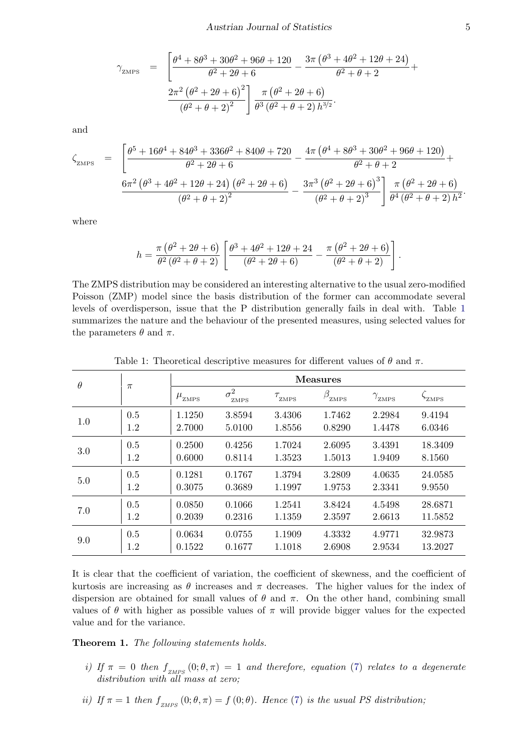$$
\begin{aligned}
\gamma_{\text{ZMPS}} \;=\; & \left[\frac{\theta^4+8\theta^3+30\theta^2+96\theta+120}{\theta^2+2\theta+6} - \frac{3\pi\left(\theta^3+4\theta^2+12\theta+24\right)}{\theta^2+\theta+2} + \right. \\
& \left. \frac{2\pi^2\left(\theta^2+2\theta+6\right)^2}{\left(\theta^2+\theta+2\right)^2}\right] \frac{\pi\left(\theta^2+2\theta+6\right)}{\theta^3\left(\theta^2+\theta+2\right)h^{3/2}}.
\end{aligned}
$$

and

$$
\begin{aligned}
\zeta_{\text{ZMPS}} \;=\; & \left[\frac{\theta^5+16\theta^4+84\theta^3+336\theta^2+840\theta+720}{\theta^2+2\theta+6} - \frac{4\pi\left(\theta^4+8\theta^3+30\theta^2+96\theta+120\right)}{\theta^2+\theta+2} + \right. \\
& \left. \frac{6\pi^2\left(\theta^3+4\theta^2+12\theta+24\right)\left(\theta^2+2\theta+6\right)}{\left(\theta^2+\theta+2\right)^2} - \frac{3\pi^3\left(\theta^2+2\theta+6\right)^3}{\left(\theta^2+\theta+2\right)^3}\right] \frac{\pi\left(\theta^2+2\theta+6\right)}{\theta^4\left(\theta^2+\theta+2\right)h^2}.
\end{aligned}
$$

where

$$
h = \frac{\pi\left(\theta^2+2\theta+6\right)}{\theta^2\left(\theta^2+\theta+2\right)}\left[\frac{\theta^3+4\theta^2+12\theta+24}{\left(\theta^2+2\theta+6\right)} - \frac{\pi\left(\theta^2+2\theta+6\right)}{\left(\theta^2+\theta+2\right)}\right].
$$

The ZMPS distribution may be considered an interesting alternative to the usual zero-modified Poisson (ZMP) model since the basis distribution of the former can accommodate several levels of overdisperson, issue that the P distribution generally fails in deal with. Table 1 summarizes the nature and the behaviour of the presented measures, using selected values for the parameters $\theta$ and $\pi$.

Table 1: Theoretical descriptive measures for different values of $\theta$ and $\pi$.

| $\theta$ | $\pi$ | **Measures** | | | | | |
|---|---|---|---|---|---|---|---|
| | | $\mu_{\text{ZMPS}}$ | $\sigma^2_{\text{ZMPS}}$ | $\tau_{\text{ZMPS}}$ | $\beta_{\text{ZMPS}}$ | $\gamma_{\text{ZMPS}}$ | $\zeta_{\text{ZMPS}}$ |
| 1.0 | 0.5 | 1.1250 | 3.8594 | 3.4306 | 1.7462 | 2.2984 | 9.4194 |
| | 1.2 | 2.7000 | 5.0100 | 1.8556 | 0.8290 | 1.4478 | 6.0346 |
| 3.0 | 0.5 | 0.2500 | 0.4256 | 1.7024 | 2.6095 | 3.4391 | 18.3409 |
| | 1.2 | 0.6000 | 0.8114 | 1.3523 | 1.5013 | 1.9409 | 8.1560 |
| 5.0 | 0.5 | 0.1281 | 0.1767 | 1.3794 | 3.2809 | 4.0635 | 24.0585 |
| | 1.2 | 0.3075 | 0.3689 | 1.1997 | 1.9753 | 2.3341 | 9.9550 |
| 7.0 | 0.5 | 0.0850 | 0.1066 | 1.2541 | 3.8424 | 4.5498 | 28.6871 |
| | 1.2 | 0.2039 | 0.2316 | 1.1359 | 2.3597 | 2.6613 | 11.5852 |
| 9.0 | 0.5 | 0.0634 | 0.0755 | 1.1909 | 4.3332 | 4.9771 | 32.9873 |
| | 1.2 | 0.1522 | 0.1677 | 1.1018 | 2.6908 | 2.9534 | 13.2027 |

It is clear that the coefficient of variation, the coefficient of skewness, and the coefficient of kurtosis are increasing as $\theta$ increases and $\pi$ decreases. The higher values for the index of dispersion are obtained for small values of $\theta$ and $\pi$. On the other hand, combining small values of $\theta$ with higher as possible values of $\pi$ will provide bigger values for the expected value and for the variance.

**Theorem 1.** *The following statements holds.*

*i) If $\pi = 0$ then $f_{_{ZMPS}}(0;\theta,\pi) = 1$ and therefore, equation (7) relates to a degenerate distribution with all mass at zero;*

*ii) If $\pi = 1$ then $f_{_{ZMPS}}(0;\theta,\pi) = f(0;\theta)$. Hence (7) is the usual PS distribution;*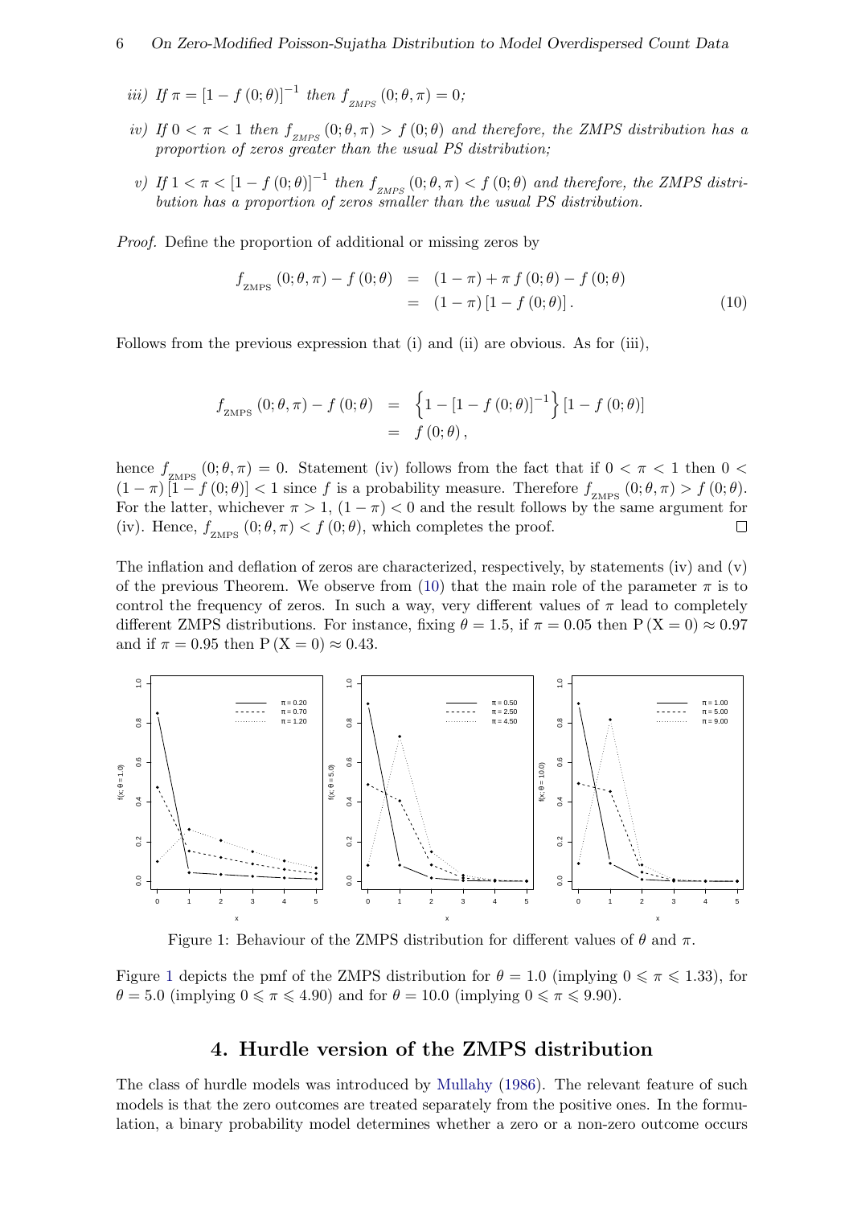*iii)* If $\pi = [1 - f(0;\theta)]^{-1}$ then $f_{_{ZMPS}}(0;\theta,\pi) = 0$;

*iv)* If $0 < \pi < 1$ then $f_{_{ZMPS}}(0;\theta,\pi) > f(0;\theta)$ and therefore, the ZMPS distribution has a proportion of zeros greater than the usual PS distribution;

*v)* If $1 < \pi < [1 - f(0;\theta)]^{-1}$ then $f_{_{ZMPS}}(0;\theta,\pi) < f(0;\theta)$ and therefore, the ZMPS distribution has a proportion of zeros smaller than the usual PS distribution.

*Proof.* Define the proportion of additional or missing zeros by

$$
\begin{aligned}
f_{_{\text{ZMPS}}}(0;\theta,\pi) - f(0;\theta) &= (1-\pi) + \pi\, f(0;\theta) - f(0;\theta) \\
&= (1-\pi)\,[1 - f(0;\theta)]\,. \qquad (10)
\end{aligned}
$$

Follows from the previous expression that (i) and (ii) are obvious. As for (iii),

$$
\begin{aligned}
f_{_{\text{ZMPS}}}(0;\theta,\pi) - f(0;\theta) &= \left\{1 - [1 - f(0;\theta)]^{-1}\right\}[1 - f(0;\theta)] \\
&= f(0;\theta)\,,
\end{aligned}
$$

hence $f_{_{\text{ZMPS}}}(0;\theta,\pi) = 0$. Statement (iv) follows from the fact that if $0 < \pi < 1$ then $0 < (1-\pi)[1 - f(0;\theta)] < 1$ since $f$ is a probability measure. Therefore $f_{_{\text{ZMPS}}}(0;\theta,\pi) > f(0;\theta)$. For the latter, whichever $\pi > 1$, $(1-\pi) < 0$ and the result follows by the same argument for (iv). Hence, $f_{_{\text{ZMPS}}}(0;\theta,\pi) < f(0;\theta)$, which completes the proof. □

The inflation and deflation of zeros are characterized, respectively, by statements (iv) and (v) of the previous Theorem. We observe from (10) that the main role of the parameter $\pi$ is to control the frequency of zeros. In such a way, very different values of $\pi$ lead to completely different ZMPS distributions. For instance, fixing $\theta = 1.5$, if $\pi = 0.05$ then $\mathrm{P}(\mathrm{X} = 0) \approx 0.97$ and if $\pi = 0.95$ then $\mathrm{P}(\mathrm{X} = 0) \approx 0.43$.

Figure 1: Behaviour of the ZMPS distribution for different values of $\theta$ and $\pi$.

Figure 1 depicts the pmf of the ZMPS distribution for $\theta = 1.0$ (implying $0 \leqslant \pi \leqslant 1.33$), for $\theta = 5.0$ (implying $0 \leqslant \pi \leqslant 4.90$) and for $\theta = 10.0$ (implying $0 \leqslant \pi \leqslant 9.90$).

## 4. Hurdle version of the ZMPS distribution

The class of hurdle models was introduced by Mullahy (1986). The relevant feature of such models is that the zero outcomes are treated separately from the positive ones. In the formulation, a binary probability model determines whether a zero or a non-zero outcome occurs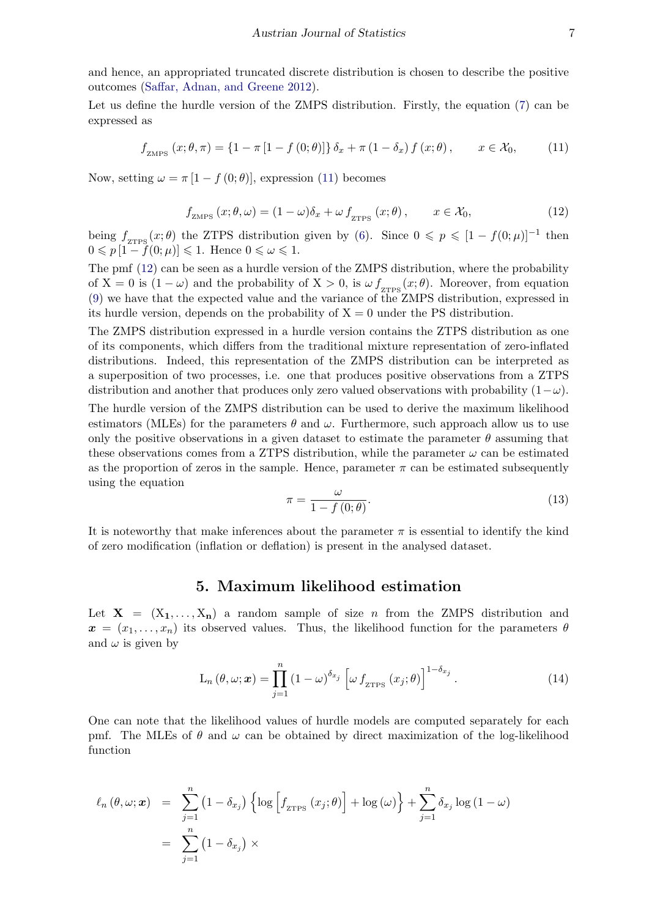and hence, an appropriated truncated discrete distribution is chosen to describe the positive outcomes (Saffar, Adnan, and Greene 2012).

Let us define the hurdle version of the ZMPS distribution. Firstly, the equation (7) can be expressed as

$$f_{\text{ZMPS}}(x;\theta,\pi) = \{1 - \pi[1 - f(0;\theta)]\}\,\delta_x + \pi(1-\delta_x)\,f(x;\theta), \qquad x \in \mathcal{X}_0, \tag{11}$$

Now, setting $\omega = \pi[1 - f(0;\theta)]$, expression (11) becomes

$$f_{\text{ZMPS}}(x;\theta,\omega) = (1-\omega)\delta_x + \omega\, f_{\text{ZTPS}}(x;\theta), \qquad x \in \mathcal{X}_0, \tag{12}$$

being $f_{\text{ZTPS}}(x;\theta)$ the ZTPS distribution given by (6). Since $0 \leqslant p \leqslant [1 - f(0;\mu)]^{-1}$ then $0 \leqslant p\,[1 - f(0;\mu)] \leqslant 1$. Hence $0 \leqslant \omega \leqslant 1$.

The pmf (12) can be seen as a hurdle version of the ZMPS distribution, where the probability of $\mathrm{X} = 0$ is $(1-\omega)$ and the probability of $\mathrm{X} > 0$, is $\omega\, f_{\text{ZTPS}}(x;\theta)$. Moreover, from equation (9) we have that the expected value and the variance of the ZMPS distribution, expressed in its hurdle version, depends on the probability of $\mathrm{X} = 0$ under the PS distribution.

The ZMPS distribution expressed in a hurdle version contains the ZTPS distribution as one of its components, which differs from the traditional mixture representation of zero-inflated distributions. Indeed, this representation of the ZMPS distribution can be interpreted as a superposition of two processes, i.e. one that produces positive observations from a ZTPS distribution and another that produces only zero valued observations with probability $(1-\omega)$.

The hurdle version of the ZMPS distribution can be used to derive the maximum likelihood estimators (MLEs) for the parameters $\theta$ and $\omega$. Furthermore, such approach allow us to use only the positive observations in a given dataset to estimate the parameter $\theta$ assuming that these observations comes from a ZTPS distribution, while the parameter $\omega$ can be estimated as the proportion of zeros in the sample. Hence, parameter $\pi$ can be estimated subsequently using the equation

$$\pi = \frac{\omega}{1 - f(0;\theta)}. \tag{13}$$

It is noteworthy that make inferences about the parameter $\pi$ is essential to identify the kind of zero modification (inflation or deflation) is present in the analysed dataset.

# 5. Maximum likelihood estimation

Let $\mathbf{X} = (\mathrm{X}_1, \ldots, \mathrm{X}_n)$ a random sample of size $n$ from the ZMPS distribution and $\boldsymbol{x} = (x_1, \ldots, x_n)$ its observed values. Thus, the likelihood function for the parameters $\theta$ and $\omega$ is given by

$$\mathrm{L}_n(\theta,\omega;\boldsymbol{x}) = \prod_{j=1}^{n} (1-\omega)^{\delta_{x_j}} \left[\omega\, f_{\text{ZTPS}}(x_j;\theta)\right]^{1-\delta_{x_j}}. \tag{14}$$

One can note that the likelihood values of hurdle models are computed separately for each pmf. The MLEs of $\theta$ and $\omega$ can be obtained by direct maximization of the log-likelihood function

$$\begin{aligned}
\ell_n(\theta,\omega;\boldsymbol{x}) &= \sum_{j=1}^{n} \left(1-\delta_{x_j}\right)\left\{\log\left[f_{\text{ZTPS}}(x_j;\theta)\right] + \log(\omega)\right\} + \sum_{j=1}^{n} \delta_{x_j}\log(1-\omega) \\
&= \sum_{j=1}^{n} \left(1-\delta_{x_j}\right) \times
\end{aligned}$$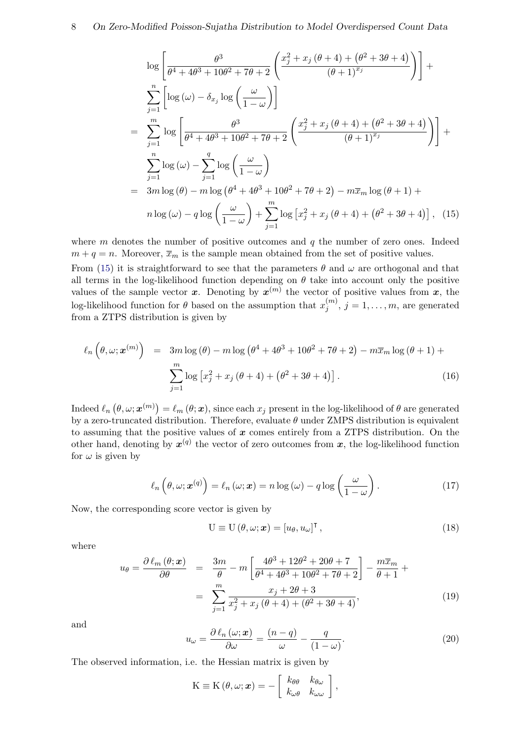$$
\begin{aligned}
& \log\left[\frac{\theta^3}{\theta^4+4\theta^3+10\theta^2+7\theta+2}\left(\frac{x_j^2+x_j\left(\theta+4\right)+\left(\theta^2+3\theta+4\right)}{\left(\theta+1\right)^{x_j}}\right)\right]+ \\
& \sum_{j=1}^{n}\left[\log\left(\omega\right)-\delta_{x_j}\log\left(\frac{\omega}{1-\omega}\right)\right] \\
= \; & \sum_{j=1}^{m}\log\left[\frac{\theta^3}{\theta^4+4\theta^3+10\theta^2+7\theta+2}\left(\frac{x_j^2+x_j\left(\theta+4\right)+\left(\theta^2+3\theta+4\right)}{\left(\theta+1\right)^{x_j}}\right)\right]+ \\
& \sum_{j=1}^{n}\log\left(\omega\right)-\sum_{j=1}^{q}\log\left(\frac{\omega}{1-\omega}\right) \\
= \; & 3m\log\left(\theta\right)-m\log\left(\theta^4+4\theta^3+10\theta^2+7\theta+2\right)-m\overline{x}_m\log\left(\theta+1\right)+ \\
& n\log\left(\omega\right)-q\log\left(\frac{\omega}{1-\omega}\right)+\sum_{j=1}^{m}\log\left[x_j^2+x_j\left(\theta+4\right)+\left(\theta^2+3\theta+4\right)\right], \quad (15)
\end{aligned}
$$

where $m$ denotes the number of positive outcomes and $q$ the number of zero ones. Indeed $m+q=n$. Moreover, $\overline{x}_m$ is the sample mean obtained from the set of positive values.

From (15) it is straightforward to see that the parameters $\theta$ and $\omega$ are orthogonal and that all terms in the log-likelihood function depending on $\theta$ take into account only the positive values of the sample vector $\boldsymbol{x}$. Denoting by $\boldsymbol{x}^{(m)}$ the vector of positive values from $\boldsymbol{x}$, the log-likelihood function for $\theta$ based on the assumption that $x_j^{(m)}$, $j=1,\ldots,m$, are generated from a ZTPS distribution is given by

$$
\begin{aligned}
\ell_n\left(\theta,\omega;\boldsymbol{x}^{(m)}\right) \; = \; & 3m\log\left(\theta\right)-m\log\left(\theta^4+4\theta^3+10\theta^2+7\theta+2\right)-m\overline{x}_m\log\left(\theta+1\right)+ \\
& \sum_{j=1}^{m}\log\left[x_j^2+x_j\left(\theta+4\right)+\left(\theta^2+3\theta+4\right)\right]. \quad (16)
\end{aligned}
$$

Indeed $\ell_n\left(\theta,\omega;\boldsymbol{x}^{(m)}\right)=\ell_m\left(\theta;\boldsymbol{x}\right)$, since each $x_j$ present in the log-likelihood of $\theta$ are generated by a zero-truncated distribution. Therefore, evaluate $\theta$ under ZMPS distribution is equivalent to assuming that the positive values of $\boldsymbol{x}$ comes entirely from a ZTPS distribution. On the other hand, denoting by $\boldsymbol{x}^{(q)}$ the vector of zero outcomes from $\boldsymbol{x}$, the log-likelihood function for $\omega$ is given by

$$
\ell_n\left(\theta,\omega;\boldsymbol{x}^{(q)}\right)=\ell_n\left(\omega;\boldsymbol{x}\right)=n\log\left(\omega\right)-q\log\left(\frac{\omega}{1-\omega}\right). \quad (17)
$$

Now, the corresponding score vector is given by

$$
\mathrm{U}\equiv\mathrm{U}\left(\theta,\omega;\boldsymbol{x}\right)=\left[u_\theta,u_\omega\right]^\intercal, \quad (18)
$$

where

$$
\begin{aligned}
u_\theta=\frac{\partial\,\ell_m\left(\theta;\boldsymbol{x}\right)}{\partial\theta} \; = \; & \frac{3m}{\theta}-m\left[\frac{4\theta^3+12\theta^2+20\theta+7}{\theta^4+4\theta^3+10\theta^2+7\theta+2}\right]-\frac{m\overline{x}_m}{\theta+1}+ \\
= \; & \sum_{j=1}^{m}\frac{x_j+2\theta+3}{x_j^2+x_j\left(\theta+4\right)+\left(\theta^2+3\theta+4\right)}, \quad (19)
\end{aligned}
$$

and

$$
u_\omega=\frac{\partial\,\ell_n\left(\omega;\boldsymbol{x}\right)}{\partial\omega}=\frac{\left(n-q\right)}{\omega}-\frac{q}{\left(1-\omega\right)}. \quad (20)
$$

The observed information, i.e. the Hessian matrix is given by

$$
\mathrm{K}\equiv\mathrm{K}\left(\theta,\omega;\boldsymbol{x}\right)=-\begin{bmatrix} k_{\theta\theta} & k_{\theta\omega} \\ k_{\omega\theta} & k_{\omega\omega} \end{bmatrix},
$$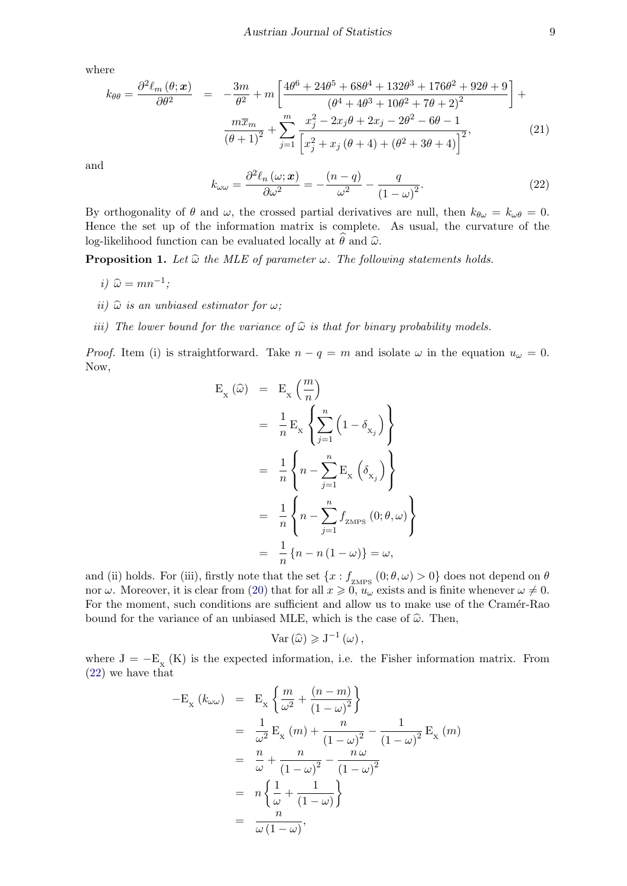where

$$
\begin{aligned}
k_{\theta\theta} = \frac{\partial^2 \ell_m(\theta; \boldsymbol{x})}{\partial \theta^2} &= -\frac{3m}{\theta^2} + m\left[\frac{4\theta^6 + 24\theta^5 + 68\theta^4 + 132\theta^3 + 176\theta^2 + 92\theta + 9}{\left(\theta^4 + 4\theta^3 + 10\theta^2 + 7\theta + 2\right)^2}\right] + \\
&\quad \frac{m\overline{x}_m}{(\theta+1)^2} + \sum_{j=1}^{m} \frac{x_j^2 - 2x_j\theta + 2x_j - 2\theta^2 - 6\theta - 1}{\left[x_j^2 + x_j(\theta+4) + \left(\theta^2 + 3\theta + 4\right)\right]^2},
\end{aligned} \tag{21}
$$

and

$$
k_{\omega\omega} = \frac{\partial^2 \ell_n(\omega; \boldsymbol{x})}{\partial \omega^2} = -\frac{(n-q)}{\omega^2} - \frac{q}{(1-\omega)^2}. \tag{22}
$$

By orthogonality of $\theta$ and $\omega$, the crossed partial derivatives are null, then $k_{\theta\omega} = k_{\omega\theta} = 0$. Hence the set up of the information matrix is complete. As usual, the curvature of the log-likelihood function can be evaluated locally at $\widehat{\theta}$ and $\widehat{\omega}$.

**Proposition 1.** *Let $\widehat{\omega}$ the MLE of parameter $\omega$. The following statements holds.*

*i)* $\widehat{\omega} = mn^{-1}$;

*ii)* $\widehat{\omega}$ *is an unbiased estimator for* $\omega$;

*iii) The lower bound for the variance of $\widehat{\omega}$ is that for binary probability models.*

*Proof.* Item (i) is straightforward. Take $n - q = m$ and isolate $\omega$ in the equation $u_\omega = 0$. Now,

$$
\begin{aligned}
\mathrm{E}_{\mathrm{X}}(\widehat{\omega}) &= \mathrm{E}_{\mathrm{X}}\left(\frac{m}{n}\right) \\
&= \frac{1}{n}\mathrm{E}_{\mathrm{X}}\left\{\sum_{j=1}^{n}\left(1 - \delta_{\mathrm{X}_j}\right)\right\} \\
&= \frac{1}{n}\left\{n - \sum_{j=1}^{n}\mathrm{E}_{\mathrm{X}}\left(\delta_{\mathrm{X}_j}\right)\right\} \\
&= \frac{1}{n}\left\{n - \sum_{j=1}^{n} f_{\mathrm{ZMPS}}(0; \theta, \omega)\right\} \\
&= \frac{1}{n}\left\{n - n(1-\omega)\right\} = \omega,
\end{aligned}
$$

and (ii) holds. For (iii), firstly note that the set $\{x : f_{\mathrm{ZMPS}}(0; \theta, \omega) > 0\}$ does not depend on $\theta$ nor $\omega$. Moreover, it is clear from (20) that for all $x \geqslant 0$, $u_\omega$ exists and is finite whenever $\omega \neq 0$. For the moment, such conditions are sufficient and allow us to make use of the Cramér-Rao bound for the variance of an unbiased MLE, which is the case of $\widehat{\omega}$. Then,

$$
\mathrm{Var}(\widehat{\omega}) \geqslant \mathrm{J}^{-1}(\omega),
$$

where $\mathrm{J} = -\mathrm{E}_{\mathrm{X}}(\mathrm{K})$ is the expected information, i.e. the Fisher information matrix. From (22) we have that

$$
\begin{aligned}
-\mathrm{E}_{\mathrm{X}}(k_{\omega\omega}) &= \mathrm{E}_{\mathrm{X}}\left\{\frac{m}{\omega^2} + \frac{(n-m)}{(1-\omega)^2}\right\} \\
&= \frac{1}{\omega^2}\mathrm{E}_{\mathrm{X}}(m) + \frac{n}{(1-\omega)^2} - \frac{1}{(1-\omega)^2}\mathrm{E}_{\mathrm{X}}(m) \\
&= \frac{n}{\omega} + \frac{n}{(1-\omega)^2} - \frac{n\,\omega}{(1-\omega)^2} \\
&= n\left\{\frac{1}{\omega} + \frac{1}{(1-\omega)}\right\} \\
&= \frac{n}{\omega(1-\omega)},
\end{aligned}
$$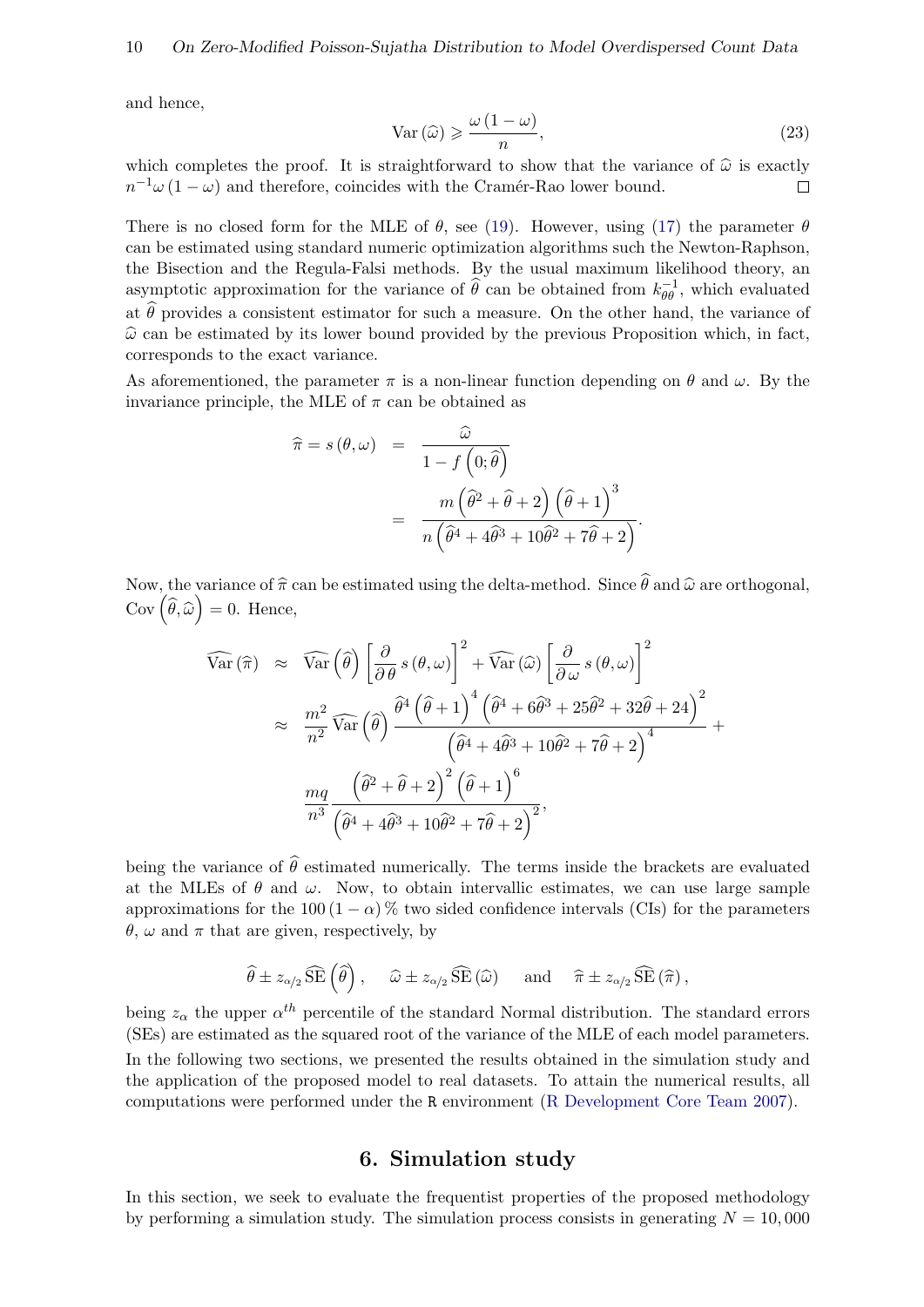and hence,

$$\mathrm{Var}\left(\widehat{\omega}\right) \geqslant \frac{\omega\left(1-\omega\right)}{n}, \tag{23}$$

which completes the proof. It is straightforward to show that the variance of $\widehat{\omega}$ is exactly $n^{-1}\omega\left(1-\omega\right)$ and therefore, coincides with the Cramér-Rao lower bound. □

There is no closed form for the MLE of $\theta$, see (19). However, using (17) the parameter $\theta$ can be estimated using standard numeric optimization algorithms such the Newton-Raphson, the Bisection and the Regula-Falsi methods. By the usual maximum likelihood theory, an asymptotic approximation for the variance of $\widehat{\theta}$ can be obtained from $k_{\theta\theta}^{-1}$, which evaluated at $\widehat{\theta}$ provides a consistent estimator for such a measure. On the other hand, the variance of $\widehat{\omega}$ can be estimated by its lower bound provided by the previous Proposition which, in fact, corresponds to the exact variance.

As aforementioned, the parameter $\pi$ is a non-linear function depending on $\theta$ and $\omega$. By the invariance principle, the MLE of $\pi$ can be obtained as

$$\begin{aligned}
\widehat{\pi} = s\left(\theta,\omega\right) &= \frac{\widehat{\omega}}{1-f\left(0;\widehat{\theta}\right)} \\
&= \frac{m\left(\widehat{\theta}^2+\widehat{\theta}+2\right)\left(\widehat{\theta}+1\right)^3}{n\left(\widehat{\theta}^4+4\widehat{\theta}^3+10\widehat{\theta}^2+7\widehat{\theta}+2\right)}.
\end{aligned}$$

Now, the variance of $\widehat{\pi}$ can be estimated using the delta-method. Since $\widehat{\theta}$ and $\widehat{\omega}$ are orthogonal, $\mathrm{Cov}\left(\widehat{\theta},\widehat{\omega}\right)=0$. Hence,

$$\begin{aligned}
\widehat{\mathrm{Var}}\left(\widehat{\pi}\right) &\approx \widehat{\mathrm{Var}}\left(\widehat{\theta}\right)\left[\frac{\partial}{\partial\,\theta}\,s\left(\theta,\omega\right)\right]^2 + \widehat{\mathrm{Var}}\left(\widehat{\omega}\right)\left[\frac{\partial}{\partial\,\omega}\,s\left(\theta,\omega\right)\right]^2 \\
&\approx \frac{m^2}{n^2}\,\widehat{\mathrm{Var}}\left(\widehat{\theta}\right)\frac{\widehat{\theta}^4\left(\widehat{\theta}+1\right)^4\left(\widehat{\theta}^4+6\widehat{\theta}^3+25\widehat{\theta}^2+32\widehat{\theta}+24\right)^2}{\left(\widehat{\theta}^4+4\widehat{\theta}^3+10\widehat{\theta}^2+7\widehat{\theta}+2\right)^4} + \\
&\quad \frac{mq}{n^3}\frac{\left(\widehat{\theta}^2+\widehat{\theta}+2\right)^2\left(\widehat{\theta}+1\right)^6}{\left(\widehat{\theta}^4+4\widehat{\theta}^3+10\widehat{\theta}^2+7\widehat{\theta}+2\right)^2},
\end{aligned}$$

being the variance of $\widehat{\theta}$ estimated numerically. The terms inside the brackets are evaluated at the MLEs of $\theta$ and $\omega$. Now, to obtain intervallic estimates, we can use large sample approximations for the $100\left(1-\alpha\right)\%$ two sided confidence intervals (CIs) for the parameters $\theta$, $\omega$ and $\pi$ that are given, respectively, by

$$\widehat{\theta} \pm z_{\alpha/2}\,\widehat{\mathrm{SE}}\left(\widehat{\theta}\right), \quad \widehat{\omega} \pm z_{\alpha/2}\,\widehat{\mathrm{SE}}\left(\widehat{\omega}\right) \quad \text{and} \quad \widehat{\pi} \pm z_{\alpha/2}\,\widehat{\mathrm{SE}}\left(\widehat{\pi}\right),$$

being $z_\alpha$ the upper $\alpha^{th}$ percentile of the standard Normal distribution. The standard errors (SEs) are estimated as the squared root of the variance of the MLE of each model parameters.

In the following two sections, we presented the results obtained in the simulation study and the application of the proposed model to real datasets. To attain the numerical results, all computations were performed under the R environment (R Development Core Team 2007).

## 6. Simulation study

In this section, we seek to evaluate the frequentist properties of the proposed methodology by performing a simulation study. The simulation process consists in generating $N = 10,000$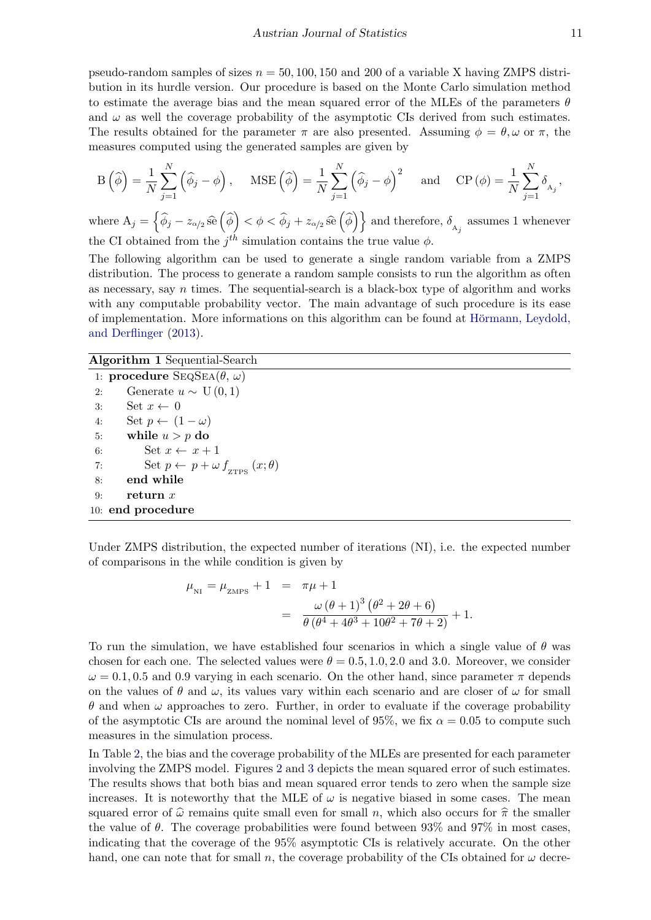pseudo-random samples of sizes $n = 50, 100, 150$ and $200$ of a variable X having ZMPS distribution in its hurdle version. Our procedure is based on the Monte Carlo simulation method to estimate the average bias and the mean squared error of the MLEs of the parameters $\theta$ and $\omega$ as well the coverage probability of the asymptotic CIs derived from such estimates. The results obtained for the parameter $\pi$ are also presented. Assuming $\phi = \theta, \omega$ or $\pi$, the measures computed using the generated samples are given by

$$\mathrm{B}\left(\widehat{\phi}\right) = \frac{1}{N}\sum_{j=1}^{N}\left(\widehat{\phi}_j - \phi\right), \quad \mathrm{MSE}\left(\widehat{\phi}\right) = \frac{1}{N}\sum_{j=1}^{N}\left(\widehat{\phi}_j - \phi\right)^2 \quad \text{and} \quad \mathrm{CP}\left(\phi\right) = \frac{1}{N}\sum_{j=1}^{N}\delta_{_{\mathrm{A}_j}},$$

where $\mathrm{A}_j = \left\{\widehat{\phi}_j - z_{\alpha/2}\,\widehat{\mathrm{se}}\left(\widehat{\phi}\right) < \phi < \widehat{\phi}_j + z_{\alpha/2}\,\widehat{\mathrm{se}}\left(\widehat{\phi}\right)\right\}$ and therefore, $\delta_{_{\mathrm{A}_j}}$ assumes 1 whenever the CI obtained from the $j^{th}$ simulation contains the true value $\phi$.

The following algorithm can be used to generate a single random variable from a ZMPS distribution. The process to generate a random sample consists to run the algorithm as often as necessary, say $n$ times. The sequential-search is a black-box type of algorithm and works with any computable probability vector. The main advantage of such procedure is its ease of implementation. More informations on this algorithm can be found at Hörmann, Leydold, and Derflinger (2013).

**Algorithm 1** Sequential-Search

```
1: procedure SeqSea(θ, ω)
2:     Generate u ~ U(0,1)
3:     Set x ← 0
4:     Set p ← (1 − ω)
5:     while u > p do
6:         Set x ← x + 1
7:         Set p ← p + ω f_ZTPS(x; θ)
8:     end while
9:     return x
10: end procedure
```

Under ZMPS distribution, the expected number of iterations (NI), i.e. the expected number of comparisons in the while condition is given by

$$\begin{aligned} \mu_{_{\mathrm{NI}}} = \mu_{_{\mathrm{ZMPS}}} + 1 &= \pi\mu + 1 \\ &= \frac{\omega\left(\theta+1\right)^3\left(\theta^2+2\theta+6\right)}{\theta\left(\theta^4+4\theta^3+10\theta^2+7\theta+2\right)} + 1. \end{aligned}$$

To run the simulation, we have established four scenarios in which a single value of $\theta$ was chosen for each one. The selected values were $\theta = 0.5, 1.0, 2.0$ and $3.0$. Moreover, we consider $\omega = 0.1, 0.5$ and $0.9$ varying in each scenario. On the other hand, since parameter $\pi$ depends on the values of $\theta$ and $\omega$, its values vary within each scenario and are closer of $\omega$ for small $\theta$ and when $\omega$ approaches to zero. Further, in order to evaluate if the coverage probability of the asymptotic CIs are around the nominal level of 95%, we fix $\alpha = 0.05$ to compute such measures in the simulation process.

In Table 2, the bias and the coverage probability of the MLEs are presented for each parameter involving the ZMPS model. Figures 2 and 3 depicts the mean squared error of such estimates. The results shows that both bias and mean squared error tends to zero when the sample size increases. It is noteworthy that the MLE of $\omega$ is negative biased in some cases. The mean squared error of $\widehat{\omega}$ remains quite small even for small $n$, which also occurs for $\widehat{\pi}$ the smaller the value of $\theta$. The coverage probabilities were found between 93% and 97% in most cases, indicating that the coverage of the 95% asymptotic CIs is relatively accurate. On the other hand, one can note that for small $n$, the coverage probability of the CIs obtained for $\omega$ decre-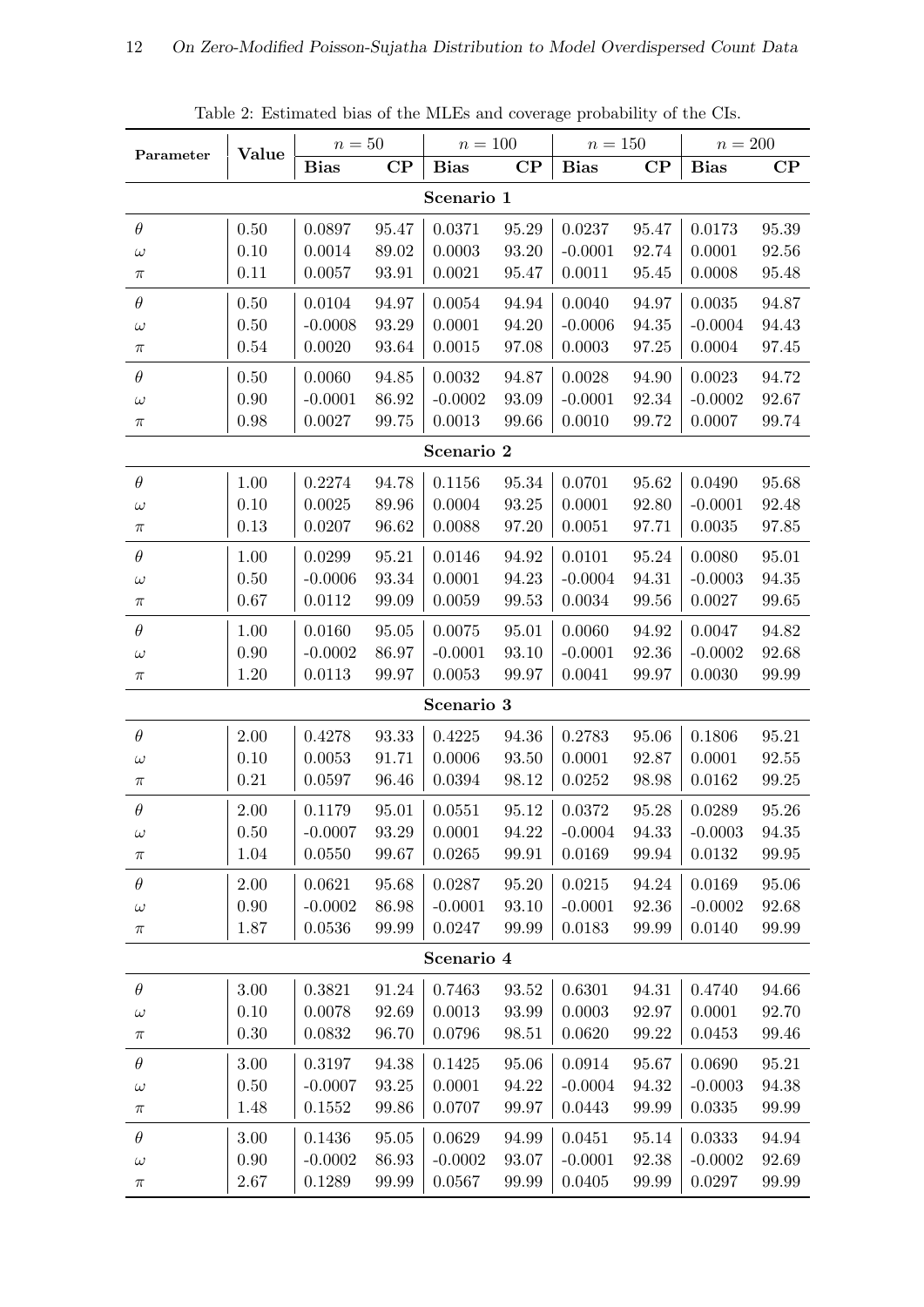Table 2: Estimated bias of the MLEs and coverage probability of the CIs.

| Parameter | Value | $n = 50$ | | $n = 100$ | | $n = 150$ | | $n = 200$ | |
|---|---|---|---|---|---|---|---|---|---|
| | | **Bias** | **CP** | **Bias** | **CP** | **Bias** | **CP** | **Bias** | **CP** |
| **Scenario 1** | | | | | | | | | |
| $\theta$ | 0.50 | 0.0897 | 95.47 | 0.0371 | 95.29 | 0.0237 | 95.47 | 0.0173 | 95.39 |
| $\omega$ | 0.10 | 0.0014 | 89.02 | 0.0003 | 93.20 | -0.0001 | 92.74 | 0.0001 | 92.56 |
| $\pi$ | 0.11 | 0.0057 | 93.91 | 0.0021 | 95.47 | 0.0011 | 95.45 | 0.0008 | 95.48 |
| $\theta$ | 0.50 | 0.0104 | 94.97 | 0.0054 | 94.94 | 0.0040 | 94.97 | 0.0035 | 94.87 |
| $\omega$ | 0.50 | -0.0008 | 93.29 | 0.0001 | 94.20 | -0.0006 | 94.35 | -0.0004 | 94.43 |
| $\pi$ | 0.54 | 0.0020 | 93.64 | 0.0015 | 97.08 | 0.0003 | 97.25 | 0.0004 | 97.45 |
| $\theta$ | 0.50 | 0.0060 | 94.85 | 0.0032 | 94.87 | 0.0028 | 94.90 | 0.0023 | 94.72 |
| $\omega$ | 0.90 | -0.0001 | 86.92 | -0.0002 | 93.09 | -0.0001 | 92.34 | -0.0002 | 92.67 |
| $\pi$ | 0.98 | 0.0027 | 99.75 | 0.0013 | 99.66 | 0.0010 | 99.72 | 0.0007 | 99.74 |
| **Scenario 2** | | | | | | | | | |
| $\theta$ | 1.00 | 0.2274 | 94.78 | 0.1156 | 95.34 | 0.0701 | 95.62 | 0.0490 | 95.68 |
| $\omega$ | 0.10 | 0.0025 | 89.96 | 0.0004 | 93.25 | 0.0001 | 92.80 | -0.0001 | 92.48 |
| $\pi$ | 0.13 | 0.0207 | 96.62 | 0.0088 | 97.20 | 0.0051 | 97.71 | 0.0035 | 97.85 |
| $\theta$ | 1.00 | 0.0299 | 95.21 | 0.0146 | 94.92 | 0.0101 | 95.24 | 0.0080 | 95.01 |
| $\omega$ | 0.50 | -0.0006 | 93.34 | 0.0001 | 94.23 | -0.0004 | 94.31 | -0.0003 | 94.35 |
| $\pi$ | 0.67 | 0.0112 | 99.09 | 0.0059 | 99.53 | 0.0034 | 99.56 | 0.0027 | 99.65 |
| $\theta$ | 1.00 | 0.0160 | 95.05 | 0.0075 | 95.01 | 0.0060 | 94.92 | 0.0047 | 94.82 |
| $\omega$ | 0.90 | -0.0002 | 86.97 | -0.0001 | 93.10 | -0.0001 | 92.36 | -0.0002 | 92.68 |
| $\pi$ | 1.20 | 0.0113 | 99.97 | 0.0053 | 99.97 | 0.0041 | 99.97 | 0.0030 | 99.99 |
| **Scenario 3** | | | | | | | | | |
| $\theta$ | 2.00 | 0.4278 | 93.33 | 0.4225 | 94.36 | 0.2783 | 95.06 | 0.1806 | 95.21 |
| $\omega$ | 0.10 | 0.0053 | 91.71 | 0.0006 | 93.50 | 0.0001 | 92.87 | 0.0001 | 92.55 |
| $\pi$ | 0.21 | 0.0597 | 96.46 | 0.0394 | 98.12 | 0.0252 | 98.98 | 0.0162 | 99.25 |
| $\theta$ | 2.00 | 0.1179 | 95.01 | 0.0551 | 95.12 | 0.0372 | 95.28 | 0.0289 | 95.26 |
| $\omega$ | 0.50 | -0.0007 | 93.29 | 0.0001 | 94.22 | -0.0004 | 94.33 | -0.0003 | 94.35 |
| $\pi$ | 1.04 | 0.0550 | 99.67 | 0.0265 | 99.91 | 0.0169 | 99.94 | 0.0132 | 99.95 |
| $\theta$ | 2.00 | 0.0621 | 95.68 | 0.0287 | 95.20 | 0.0215 | 94.24 | 0.0169 | 95.06 |
| $\omega$ | 0.90 | -0.0002 | 86.98 | -0.0001 | 93.10 | -0.0001 | 92.36 | -0.0002 | 92.68 |
| $\pi$ | 1.87 | 0.0536 | 99.99 | 0.0247 | 99.99 | 0.0183 | 99.99 | 0.0140 | 99.99 |
| **Scenario 4** | | | | | | | | | |
| $\theta$ | 3.00 | 0.3821 | 91.24 | 0.7463 | 93.52 | 0.6301 | 94.31 | 0.4740 | 94.66 |
| $\omega$ | 0.10 | 0.0078 | 92.69 | 0.0013 | 93.99 | 0.0003 | 92.97 | 0.0001 | 92.70 |
| $\pi$ | 0.30 | 0.0832 | 96.70 | 0.0796 | 98.51 | 0.0620 | 99.22 | 0.0453 | 99.46 |
| $\theta$ | 3.00 | 0.3197 | 94.38 | 0.1425 | 95.06 | 0.0914 | 95.67 | 0.0690 | 95.21 |
| $\omega$ | 0.50 | -0.0007 | 93.25 | 0.0001 | 94.22 | -0.0004 | 94.32 | -0.0003 | 94.38 |
| $\pi$ | 1.48 | 0.1552 | 99.86 | 0.0707 | 99.97 | 0.0443 | 99.99 | 0.0335 | 99.99 |
| $\theta$ | 3.00 | 0.1436 | 95.05 | 0.0629 | 94.99 | 0.0451 | 95.14 | 0.0333 | 94.94 |
| $\omega$ | 0.90 | -0.0002 | 86.93 | -0.0002 | 93.07 | -0.0001 | 92.38 | -0.0002 | 92.69 |
| $\pi$ | 2.67 | 0.1289 | 99.99 | 0.0567 | 99.99 | 0.0405 | 99.99 | 0.0297 | 99.99 |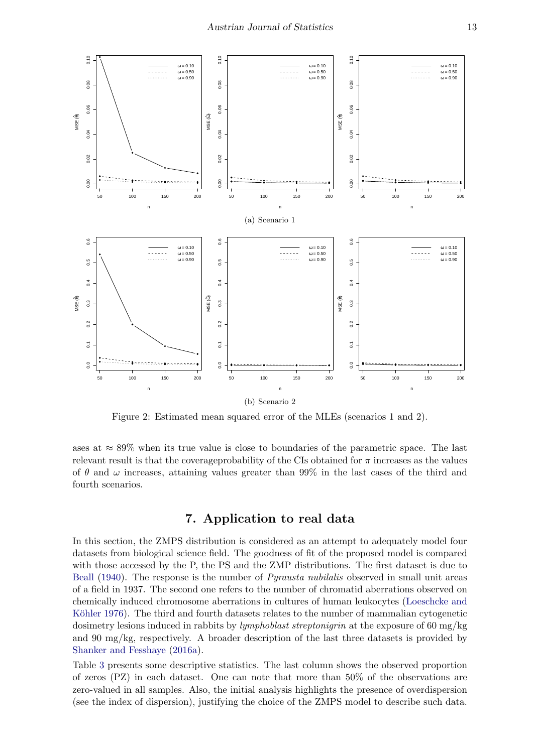(a) Scenario 1

(b) Scenario 2

Figure 2: Estimated mean squared error of the MLEs (scenarios 1 and 2).

ases at $\approx 89\%$ when its true value is close to boundaries of the parametric space. The last relevant result is that the coverageprobability of the CIs obtained for $\pi$ increases as the values of $\theta$ and $\omega$ increases, attaining values greater than 99% in the last cases of the third and fourth scenarios.

## 7. Application to real data

In this section, the ZMPS distribution is considered as an attempt to adequately model four datasets from biological science field. The goodness of fit of the proposed model is compared with those accessed by the P, the PS and the ZMP distributions. The first dataset is due to Beall (1940). The response is the number of *Pyrausta nubilalis* observed in small unit areas of a field in 1937. The second one refers to the number of chromatid aberrations observed on chemically induced chromosome aberrations in cultures of human leukocytes (Loeschcke and Köhler 1976). The third and fourth datasets relates to the number of mammalian cytogenetic dosimetry lesions induced in rabbits by *lymphoblast streptonigrin* at the exposure of 60 mg/kg and 90 mg/kg, respectively. A broader description of the last three datasets is provided by Shanker and Fesshaye (2016a).

Table 3 presents some descriptive statistics. The last column shows the observed proportion of zeros (PZ) in each dataset. One can note that more than 50% of the observations are zero-valued in all samples. Also, the initial analysis highlights the presence of overdispersion (see the index of dispersion), justifying the choice of the ZMPS model to describe such data.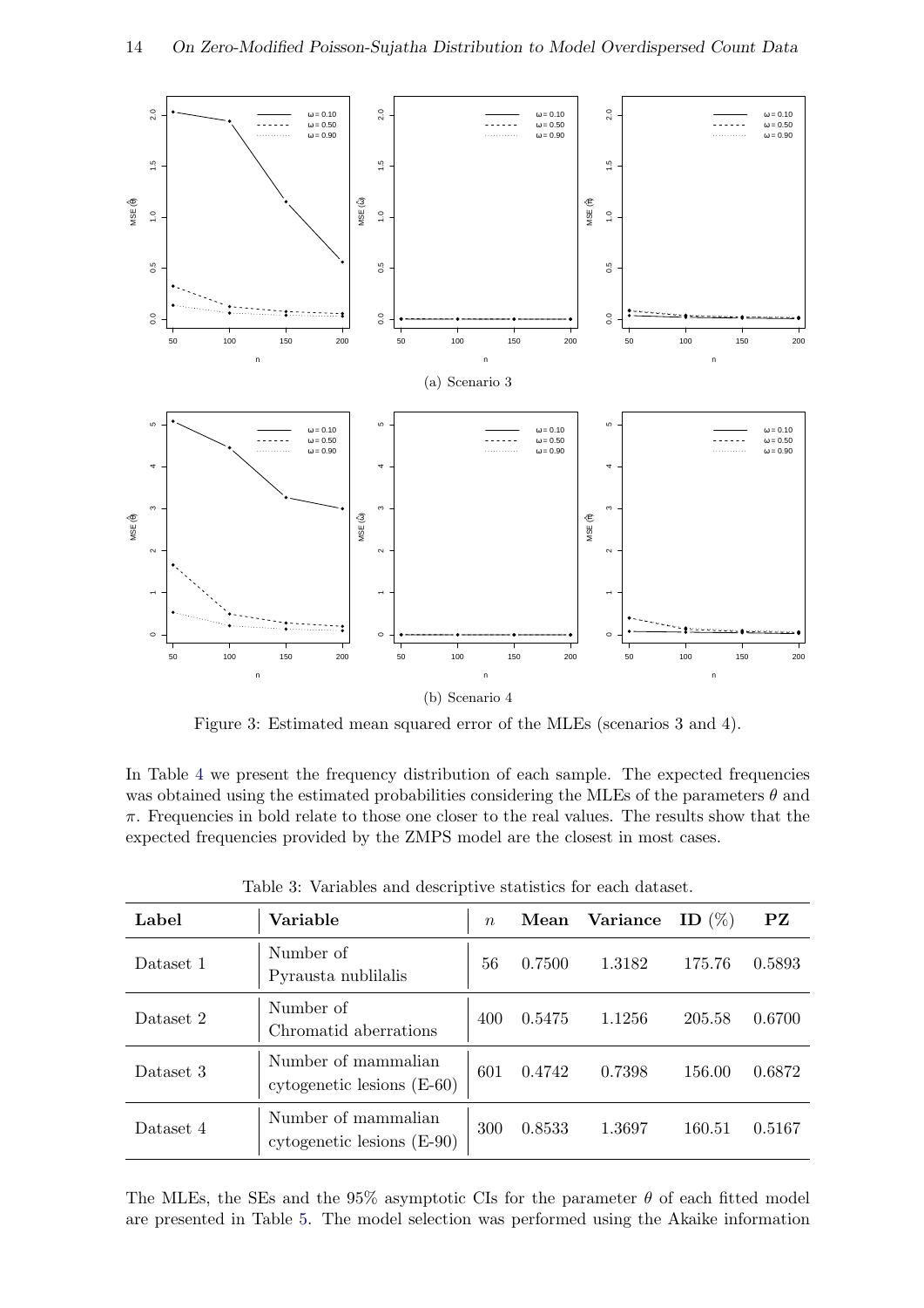(a) Scenario 3

(b) Scenario 4

Figure 3: Estimated mean squared error of the MLEs (scenarios 3 and 4).

In Table 4 we present the frequency distribution of each sample. The expected frequencies was obtained using the estimated probabilities considering the MLEs of the parameters $\theta$ and $\pi$. Frequencies in bold relate to those one closer to the real values. The results show that the expected frequencies provided by the ZMPS model are the closest in most cases.

Table 3: Variables and descriptive statistics for each dataset.

| Label | Variable | $n$ | Mean | Variance | ID (%) | PZ |
|---|---|---|---|---|---|---|
| Dataset 1 | Number of Pyrausta nublilalis | 56 | 0.7500 | 1.3182 | 175.76 | 0.5893 |
| Dataset 2 | Number of Chromatid aberrations | 400 | 0.5475 | 1.1256 | 205.58 | 0.6700 |
| Dataset 3 | Number of mammalian cytogenetic lesions (E-60) | 601 | 0.4742 | 0.7398 | 156.00 | 0.6872 |
| Dataset 4 | Number of mammalian cytogenetic lesions (E-90) | 300 | 0.8533 | 1.3697 | 160.51 | 0.5167 |

The MLEs, the SEs and the 95% asymptotic CIs for the parameter $\theta$ of each fitted model are presented in Table 5. The model selection was performed using the Akaike information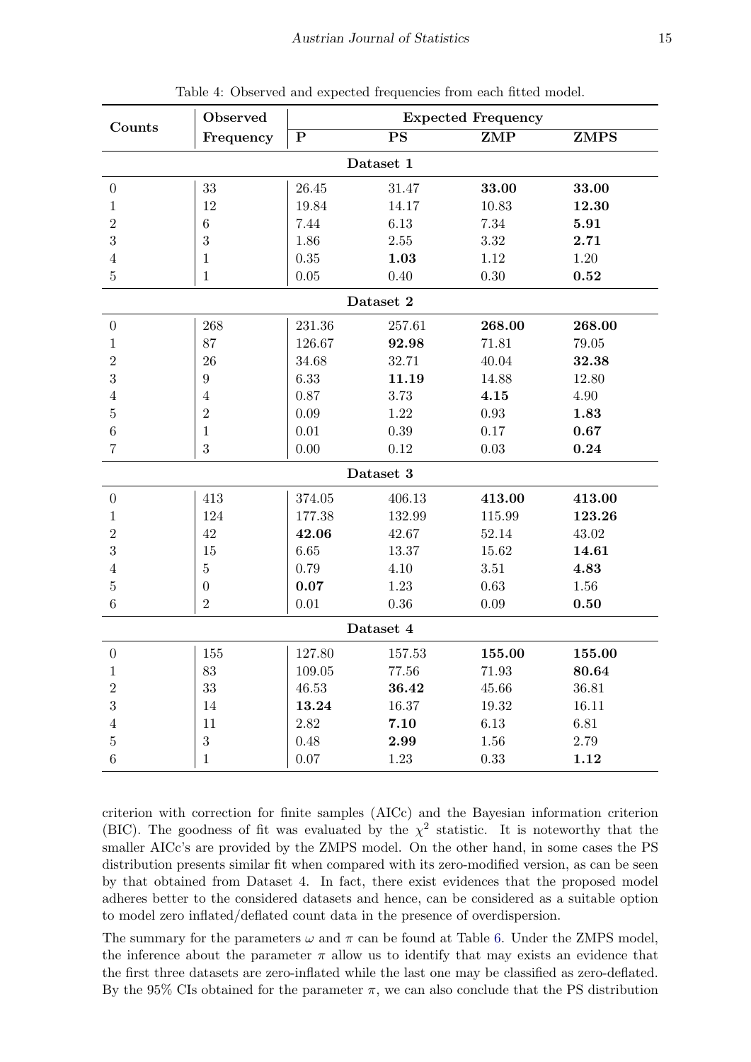Table 4: Observed and expected frequencies from each fitted model.

| Counts | Observed Frequency | Expected Frequency | | | |
|---|---|---|---|---|---|
| | | **P** | **PS** | **ZMP** | **ZMPS** |
| | | **Dataset 1** | | | |
| 0 | 33 | 26.45 | 31.47 | **33.00** | **33.00** |
| 1 | 12 | 19.84 | 14.17 | 10.83 | **12.30** |
| 2 | 6 | 7.44 | 6.13 | 7.34 | **5.91** |
| 3 | 3 | 1.86 | 2.55 | 3.32 | **2.71** |
| 4 | 1 | 0.35 | **1.03** | 1.12 | 1.20 |
| 5 | 1 | 0.05 | 0.40 | 0.30 | **0.52** |
| | | **Dataset 2** | | | |
| 0 | 268 | 231.36 | 257.61 | **268.00** | **268.00** |
| 1 | 87 | 126.67 | **92.98** | 71.81 | 79.05 |
| 2 | 26 | 34.68 | 32.71 | 40.04 | **32.38** |
| 3 | 9 | 6.33 | **11.19** | 14.88 | 12.80 |
| 4 | 4 | 0.87 | 3.73 | **4.15** | 4.90 |
| 5 | 2 | 0.09 | 1.22 | 0.93 | **1.83** |
| 6 | 1 | 0.01 | 0.39 | 0.17 | **0.67** |
| 7 | 3 | 0.00 | 0.12 | 0.03 | **0.24** |
| | | **Dataset 3** | | | |
| 0 | 413 | 374.05 | 406.13 | **413.00** | **413.00** |
| 1 | 124 | 177.38 | 132.99 | 115.99 | **123.26** |
| 2 | 42 | **42.06** | 42.67 | 52.14 | 43.02 |
| 3 | 15 | 6.65 | 13.37 | 15.62 | **14.61** |
| 4 | 5 | 0.79 | 4.10 | 3.51 | **4.83** |
| 5 | 0 | **0.07** | 1.23 | 0.63 | 1.56 |
| 6 | 2 | 0.01 | 0.36 | 0.09 | **0.50** |
| | | **Dataset 4** | | | |
| 0 | 155 | 127.80 | 157.53 | **155.00** | **155.00** |
| 1 | 83 | 109.05 | 77.56 | 71.93 | **80.64** |
| 2 | 33 | 46.53 | **36.42** | 45.66 | 36.81 |
| 3 | 14 | **13.24** | 16.37 | 19.32 | 16.11 |
| 4 | 11 | 2.82 | **7.10** | 6.13 | 6.81 |
| 5 | 3 | 0.48 | **2.99** | 1.56 | 2.79 |
| 6 | 1 | 0.07 | 1.23 | 0.33 | **1.12** |

criterion with correction for finite samples (AICc) and the Bayesian information criterion (BIC). The goodness of fit was evaluated by the $\chi^2$ statistic. It is noteworthy that the smaller AICc's are provided by the ZMPS model. On the other hand, in some cases the PS distribution presents similar fit when compared with its zero-modified version, as can be seen by that obtained from Dataset 4. In fact, there exist evidences that the proposed model adheres better to the considered datasets and hence, can be considered as a suitable option to model zero inflated/deflated count data in the presence of overdispersion.

The summary for the parameters $\omega$ and $\pi$ can be found at Table 6. Under the ZMPS model, the inference about the parameter $\pi$ allow us to identify that may exists an evidence that the first three datasets are zero-inflated while the last one may be classified as zero-deflated. By the 95% CIs obtained for the parameter $\pi$, we can also conclude that the PS distribution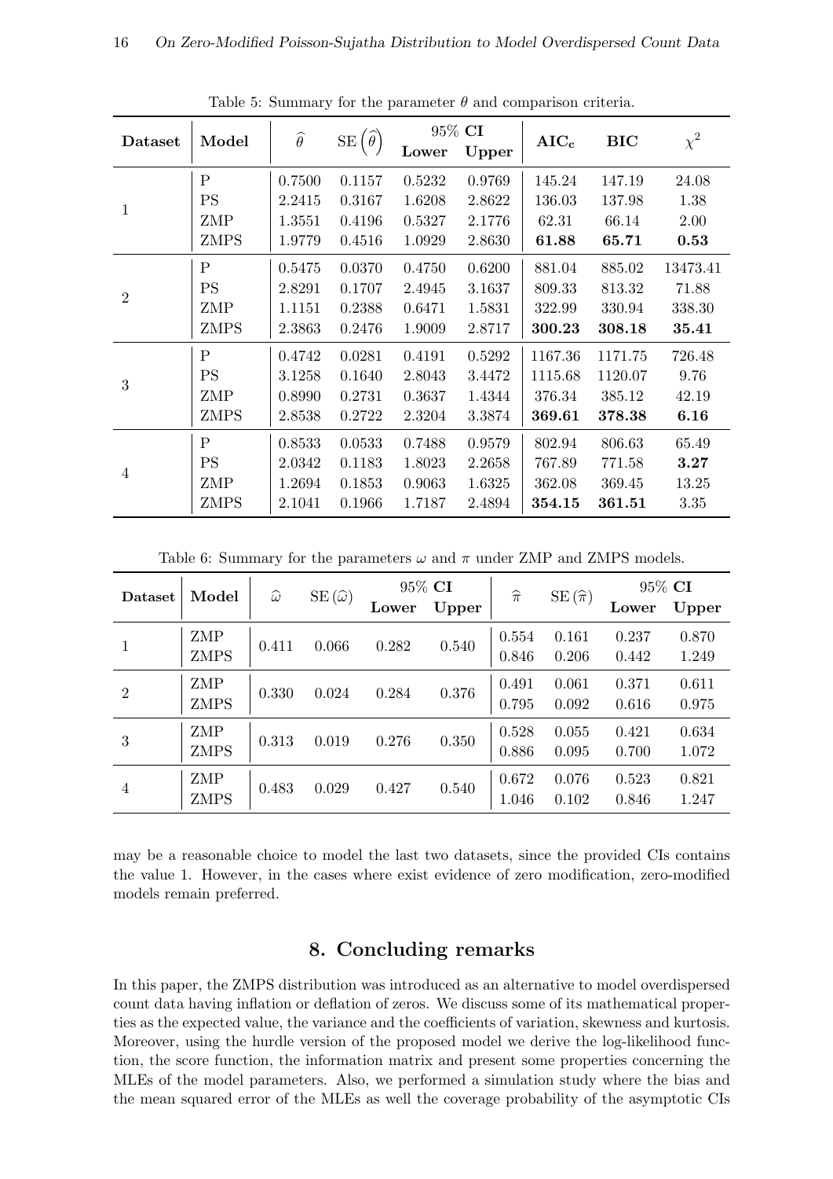Table 5: Summary for the parameter $\theta$ and comparison criteria.

| Dataset | Model | $\widehat{\theta}$ | $\mathrm{SE}\left(\widehat{\theta}\right)$ | 95% **CI** | | $\mathbf{AIC_c}$ | **BIC** | $\chi^2$ |
|---|---|---|---|---|---|---|---|---|
| | | | | **Lower** | **Upper** | | | |
| 1 | P | 0.7500 | 0.1157 | 0.5232 | 0.9769 | 145.24 | 147.19 | 24.08 |
| | PS | 2.2415 | 0.3167 | 1.6208 | 2.8622 | 136.03 | 137.98 | 1.38 |
| | ZMP | 1.3551 | 0.4196 | 0.5327 | 2.1776 | 62.31 | 66.14 | 2.00 |
| | ZMPS | 1.9779 | 0.4516 | 1.0929 | 2.8630 | **61.88** | **65.71** | **0.53** |
| 2 | P | 0.5475 | 0.0370 | 0.4750 | 0.6200 | 881.04 | 885.02 | 13473.41 |
| | PS | 2.8291 | 0.1707 | 2.4945 | 3.1637 | 809.33 | 813.32 | 71.88 |
| | ZMP | 1.1151 | 0.2388 | 0.6471 | 1.5831 | 322.99 | 330.94 | 338.30 |
| | ZMPS | 2.3863 | 0.2476 | 1.9009 | 2.8717 | **300.23** | **308.18** | **35.41** |
| 3 | P | 0.4742 | 0.0281 | 0.4191 | 0.5292 | 1167.36 | 1171.75 | 726.48 |
| | PS | 3.1258 | 0.1640 | 2.8043 | 3.4472 | 1115.68 | 1120.07 | 9.76 |
| | ZMP | 0.8990 | 0.2731 | 0.3637 | 1.4344 | 376.34 | 385.12 | 42.19 |
| | ZMPS | 2.8538 | 0.2722 | 2.3204 | 3.3874 | **369.61** | **378.38** | **6.16** |
| 4 | P | 0.8533 | 0.0533 | 0.7488 | 0.9579 | 802.94 | 806.63 | 65.49 |
| | PS | 2.0342 | 0.1183 | 1.8023 | 2.2658 | 767.89 | 771.58 | **3.27** |
| | ZMP | 1.2694 | 0.1853 | 0.9063 | 1.6325 | 362.08 | 369.45 | 13.25 |
| | ZMPS | 2.1041 | 0.1966 | 1.7187 | 2.4894 | **354.15** | **361.51** | 3.35 |

Table 6: Summary for the parameters $\omega$ and $\pi$ under ZMP and ZMPS models.

| Dataset | Model | $\widehat{\omega}$ | $\mathrm{SE}\left(\widehat{\omega}\right)$ | 95% **CI** | | $\widehat{\pi}$ | $\mathrm{SE}\left(\widehat{\pi}\right)$ | 95% **CI** | |
|---|---|---|---|---|---|---|---|---|---|
| | | | | **Lower** | **Upper** | | | **Lower** | **Upper** |
| 1 | ZMP | 0.411 | 0.066 | 0.282 | 0.540 | 0.554 | 0.161 | 0.237 | 0.870 |
| | ZMPS | | | | | 0.846 | 0.206 | 0.442 | 1.249 |
| 2 | ZMP | 0.330 | 0.024 | 0.284 | 0.376 | 0.491 | 0.061 | 0.371 | 0.611 |
| | ZMPS | | | | | 0.795 | 0.092 | 0.616 | 0.975 |
| 3 | ZMP | 0.313 | 0.019 | 0.276 | 0.350 | 0.528 | 0.055 | 0.421 | 0.634 |
| | ZMPS | | | | | 0.886 | 0.095 | 0.700 | 1.072 |
| 4 | ZMP | 0.483 | 0.029 | 0.427 | 0.540 | 0.672 | 0.076 | 0.523 | 0.821 |
| | ZMPS | | | | | 1.046 | 0.102 | 0.846 | 1.247 |

may be a reasonable choice to model the last two datasets, since the provided CIs contains the value 1. However, in the cases where exist evidence of zero modification, zero-modified models remain preferred.

## 8. Concluding remarks

In this paper, the ZMPS distribution was introduced as an alternative to model overdispersed count data having inflation or deflation of zeros. We discuss some of its mathematical properties as the expected value, the variance and the coefficients of variation, skewness and kurtosis. Moreover, using the hurdle version of the proposed model we derive the log-likelihood function, the score function, the information matrix and present some properties concerning the MLEs of the model parameters. Also, we performed a simulation study where the bias and the mean squared error of the MLEs as well the coverage probability of the asymptotic CIs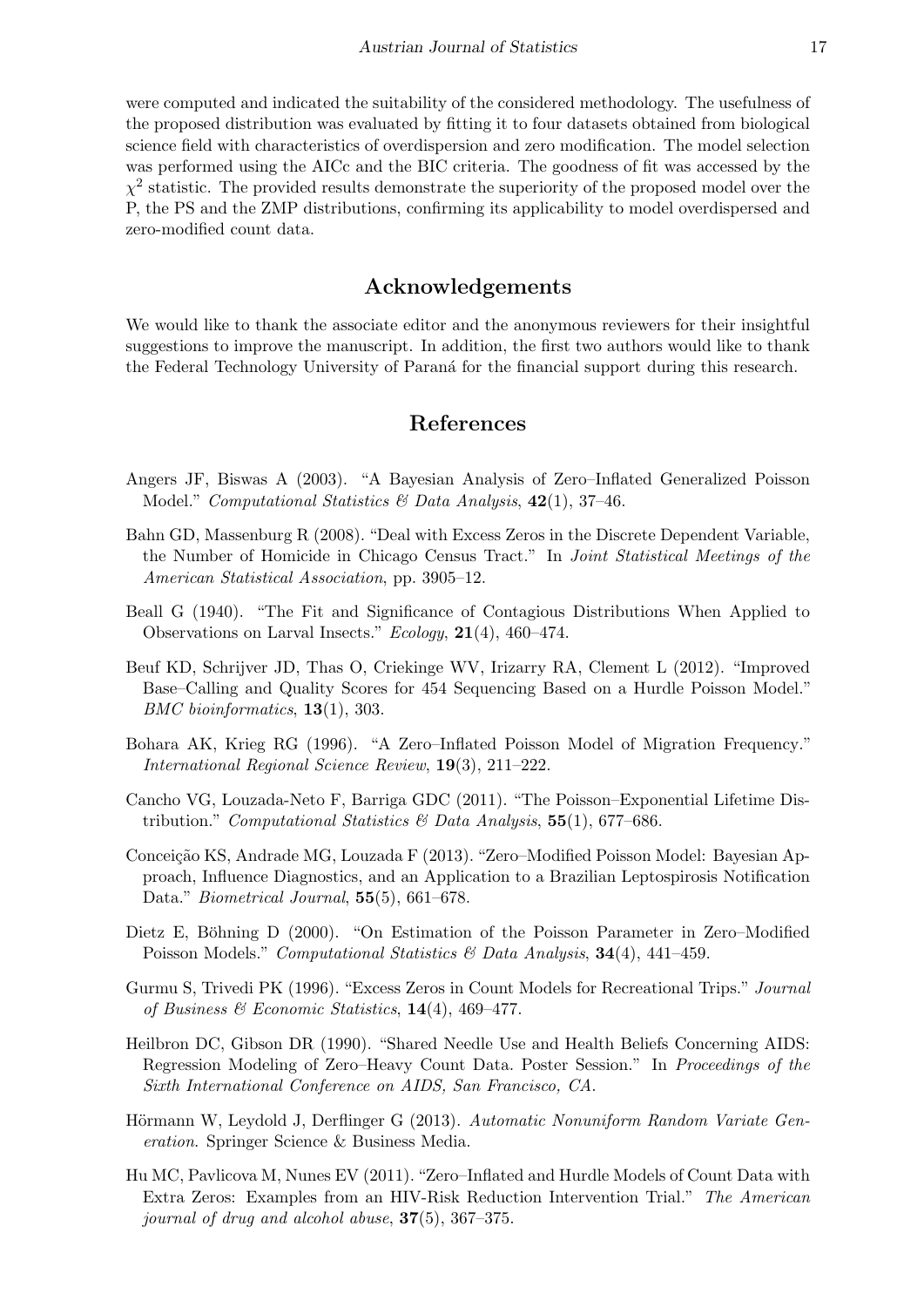were computed and indicated the suitability of the considered methodology. The usefulness of the proposed distribution was evaluated by fitting it to four datasets obtained from biological science field with characteristics of overdispersion and zero modification. The model selection was performed using the AICc and the BIC criteria. The goodness of fit was accessed by the $\chi^2$ statistic. The provided results demonstrate the superiority of the proposed model over the P, the PS and the ZMP distributions, confirming its applicability to model overdispersed and zero-modified count data.

## Acknowledgements

We would like to thank the associate editor and the anonymous reviewers for their insightful suggestions to improve the manuscript. In addition, the first two authors would like to thank the Federal Technology University of Paraná for the financial support during this research.

## References

Angers JF, Biswas A (2003). "A Bayesian Analysis of Zero–Inflated Generalized Poisson Model." *Computational Statistics & Data Analysis*, **42**(1), 37–46.

Bahn GD, Massenburg R (2008). "Deal with Excess Zeros in the Discrete Dependent Variable, the Number of Homicide in Chicago Census Tract." In *Joint Statistical Meetings of the American Statistical Association*, pp. 3905–12.

Beall G (1940). "The Fit and Significance of Contagious Distributions When Applied to Observations on Larval Insects." *Ecology*, **21**(4), 460–474.

Beuf KD, Schrijver JD, Thas O, Criekinge WV, Irizarry RA, Clement L (2012). "Improved Base–Calling and Quality Scores for 454 Sequencing Based on a Hurdle Poisson Model." *BMC bioinformatics*, **13**(1), 303.

Bohara AK, Krieg RG (1996). "A Zero–Inflated Poisson Model of Migration Frequency." *International Regional Science Review*, **19**(3), 211–222.

Cancho VG, Louzada-Neto F, Barriga GDC (2011). "The Poisson–Exponential Lifetime Distribution." *Computational Statistics & Data Analysis*, **55**(1), 677–686.

Conceição KS, Andrade MG, Louzada F (2013). "Zero–Modified Poisson Model: Bayesian Approach, Influence Diagnostics, and an Application to a Brazilian Leptospirosis Notification Data." *Biometrical Journal*, **55**(5), 661–678.

Dietz E, Böhning D (2000). "On Estimation of the Poisson Parameter in Zero–Modified Poisson Models." *Computational Statistics & Data Analysis*, **34**(4), 441–459.

Gurmu S, Trivedi PK (1996). "Excess Zeros in Count Models for Recreational Trips." *Journal of Business & Economic Statistics*, **14**(4), 469–477.

Heilbron DC, Gibson DR (1990). "Shared Needle Use and Health Beliefs Concerning AIDS: Regression Modeling of Zero–Heavy Count Data. Poster Session." In *Proceedings of the Sixth International Conference on AIDS, San Francisco, CA.*

Hörmann W, Leydold J, Derflinger G (2013). *Automatic Nonuniform Random Variate Generation*. Springer Science & Business Media.

Hu MC, Pavlicova M, Nunes EV (2011). "Zero–Inflated and Hurdle Models of Count Data with Extra Zeros: Examples from an HIV-Risk Reduction Intervention Trial." *The American journal of drug and alcohol abuse*, **37**(5), 367–375.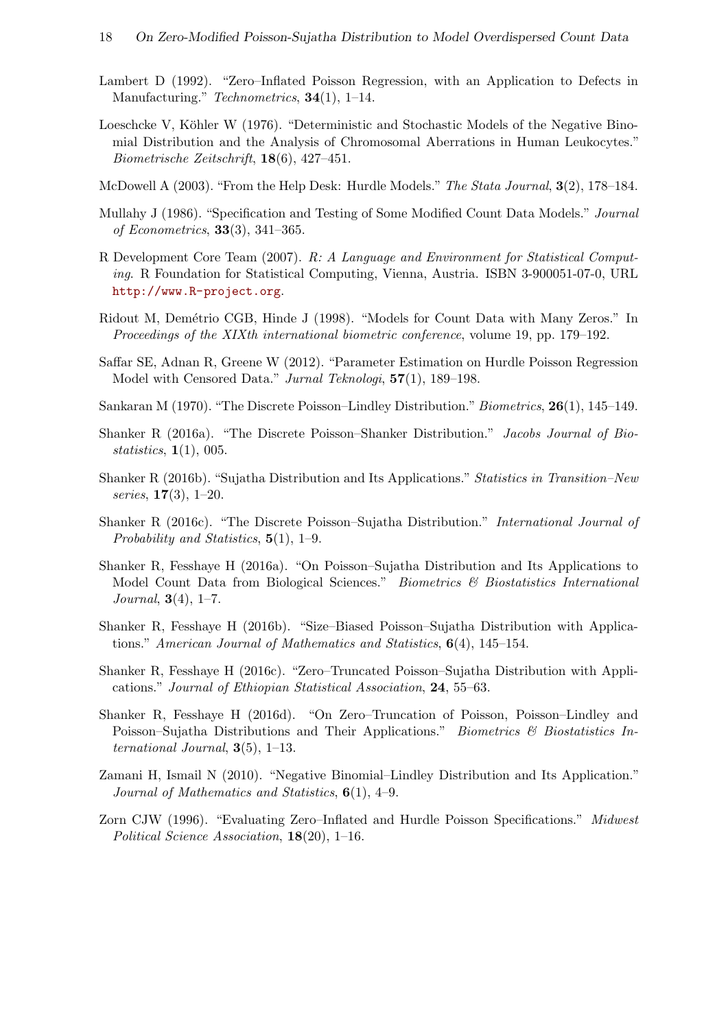Lambert D (1992). "Zero–Inflated Poisson Regression, with an Application to Defects in Manufacturing." *Technometrics*, **34**(1), 1–14.

Loeschcke V, Köhler W (1976). "Deterministic and Stochastic Models of the Negative Binomial Distribution and the Analysis of Chromosomal Aberrations in Human Leukocytes." *Biometrische Zeitschrift*, **18**(6), 427–451.

McDowell A (2003). "From the Help Desk: Hurdle Models." *The Stata Journal*, **3**(2), 178–184.

Mullahy J (1986). "Specification and Testing of Some Modified Count Data Models." *Journal of Econometrics*, **33**(3), 341–365.

R Development Core Team (2007). *R: A Language and Environment for Statistical Computing*. R Foundation for Statistical Computing, Vienna, Austria. ISBN 3-900051-07-0, URL http://www.R-project.org.

Ridout M, Demétrio CGB, Hinde J (1998). "Models for Count Data with Many Zeros." In *Proceedings of the XIXth international biometric conference*, volume 19, pp. 179–192.

Saffar SE, Adnan R, Greene W (2012). "Parameter Estimation on Hurdle Poisson Regression Model with Censored Data." *Jurnal Teknologi*, **57**(1), 189–198.

Sankaran M (1970). "The Discrete Poisson–Lindley Distribution." *Biometrics*, **26**(1), 145–149.

Shanker R (2016a). "The Discrete Poisson–Shanker Distribution." *Jacobs Journal of Biostatistics*, **1**(1), 005.

Shanker R (2016b). "Sujatha Distribution and Its Applications." *Statistics in Transition–New series*, **17**(3), 1–20.

Shanker R (2016c). "The Discrete Poisson–Sujatha Distribution." *International Journal of Probability and Statistics*, **5**(1), 1–9.

Shanker R, Fesshaye H (2016a). "On Poisson–Sujatha Distribution and Its Applications to Model Count Data from Biological Sciences." *Biometrics & Biostatistics International Journal*, **3**(4), 1–7.

Shanker R, Fesshaye H (2016b). "Size–Biased Poisson–Sujatha Distribution with Applications." *American Journal of Mathematics and Statistics*, **6**(4), 145–154.

Shanker R, Fesshaye H (2016c). "Zero–Truncated Poisson–Sujatha Distribution with Applications." *Journal of Ethiopian Statistical Association*, **24**, 55–63.

Shanker R, Fesshaye H (2016d). "On Zero–Truncation of Poisson, Poisson–Lindley and Poisson–Sujatha Distributions and Their Applications." *Biometrics & Biostatistics International Journal*, **3**(5), 1–13.

Zamani H, Ismail N (2010). "Negative Binomial–Lindley Distribution and Its Application." *Journal of Mathematics and Statistics*, **6**(1), 4–9.

Zorn CJW (1996). "Evaluating Zero–Inflated and Hurdle Poisson Specifications." *Midwest Political Science Association*, **18**(20), 1–16.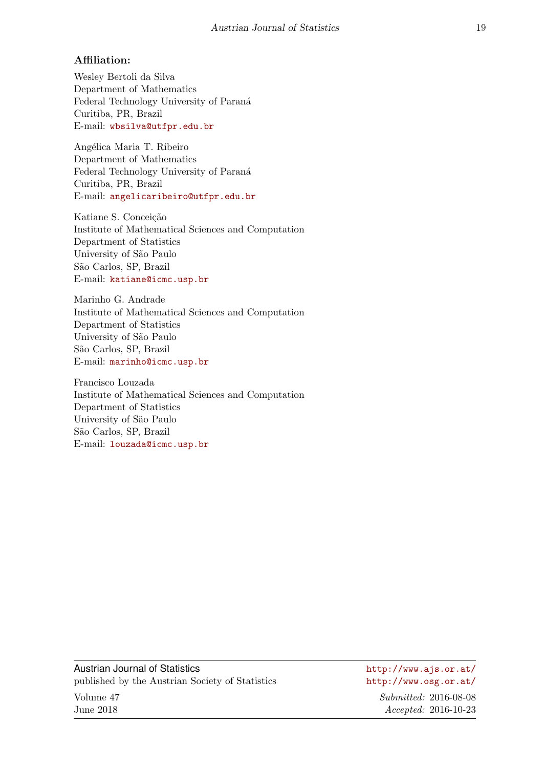**Affiliation:**

Wesley Bertoli da Silva
Department of Mathematics
Federal Technology University of Paraná
Curitiba, PR, Brazil
E-mail: wbsilva@utfpr.edu.br

Angélica Maria T. Ribeiro
Department of Mathematics
Federal Technology University of Paraná
Curitiba, PR, Brazil
E-mail: angelicaribeiro@utfpr.edu.br

Katiane S. Conceição
Institute of Mathematical Sciences and Computation
Department of Statistics
University of São Paulo
São Carlos, SP, Brazil
E-mail: katiane@icmc.usp.br

Marinho G. Andrade
Institute of Mathematical Sciences and Computation
Department of Statistics
University of São Paulo
São Carlos, SP, Brazil
E-mail: marinho@icmc.usp.br

Francisco Louzada
Institute of Mathematical Sciences and Computation
Department of Statistics
University of São Paulo
São Carlos, SP, Brazil
E-mail: louzada@icmc.usp.br

Austrian Journal of Statistics
published by the Austrian Society of Statistics
Volume 47
June 2018

http://www.ajs.or.at/
http://www.osg.or.at/
*Submitted:* 2016-08-08
*Accepted:* 2016-10-23